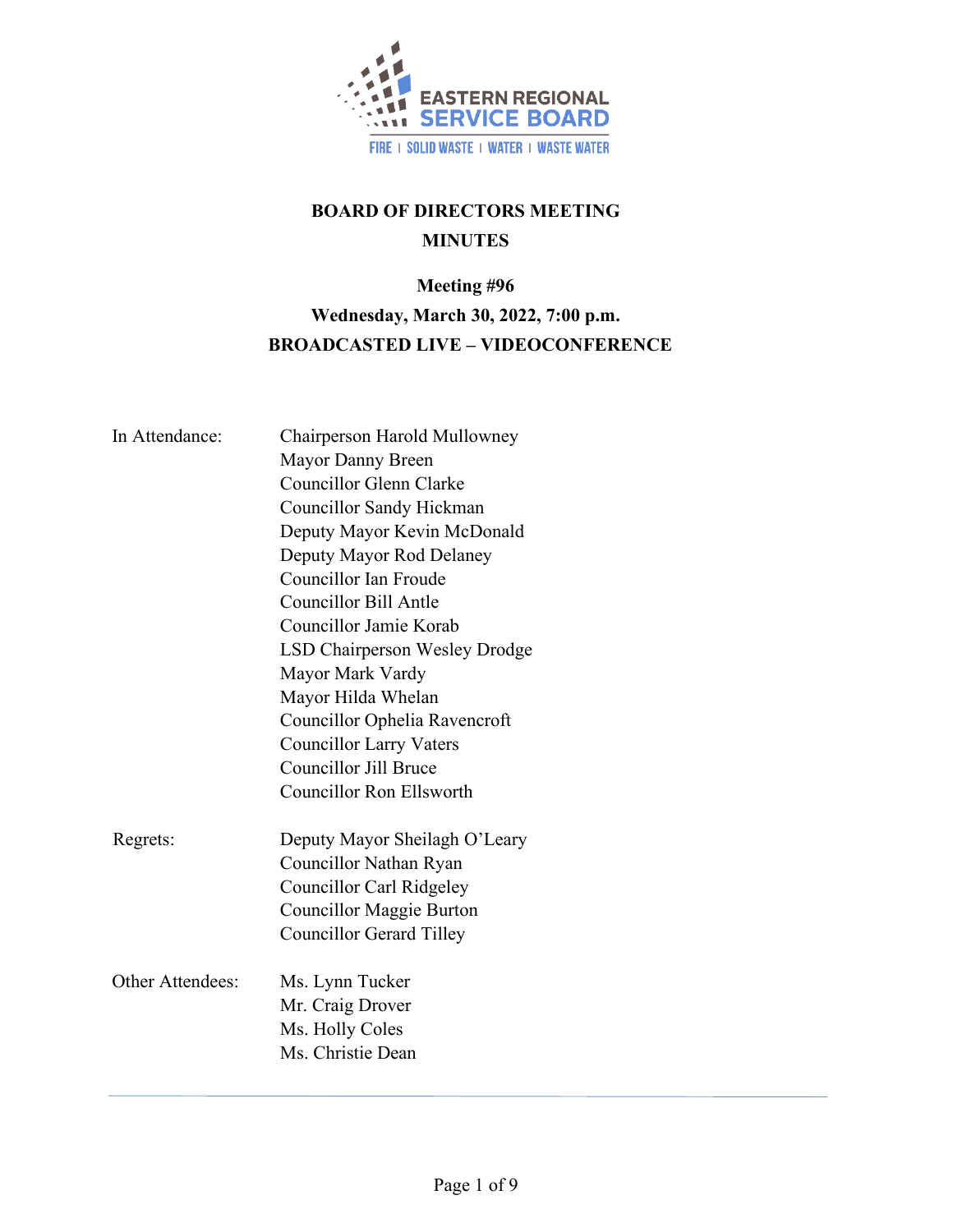EASTERN REGIONAL SERVICE BOARD

FIRE | SOLID WASTE | WATER | WASTE WATER

# BOARD OF DIRECTORS MEETING
# MINUTES

## Meeting #96
## Wednesday, March 30, 2022, 7:00 p.m.
## BROADCASTED LIVE – VIDEOCONFERENCE

| | |
|---|---|
| In Attendance: | Chairperson Harold Mullowney |
| | Mayor Danny Breen |
| | Councillor Glenn Clarke |
| | Councillor Sandy Hickman |
| | Deputy Mayor Kevin McDonald |
| | Deputy Mayor Rod Delaney |
| | Councillor Ian Froude |
| | Councillor Bill Antle |
| | Councillor Jamie Korab |
| | LSD Chairperson Wesley Drodge |
| | Mayor Mark Vardy |
| | Mayor Hilda Whelan |
| | Councillor Ophelia Ravencroft |
| | Councillor Larry Vaters |
| | Councillor Jill Bruce |
| | Councillor Ron Ellsworth |
| Regrets: | Deputy Mayor Sheilagh O'Leary |
| | Councillor Nathan Ryan |
| | Councillor Carl Ridgeley |
| | Councillor Maggie Burton |
| | Councillor Gerard Tilley |
| Other Attendees: | Ms. Lynn Tucker |
| | Mr. Craig Drover |
| | Ms. Holly Coles |
| | Ms. Christie Dean |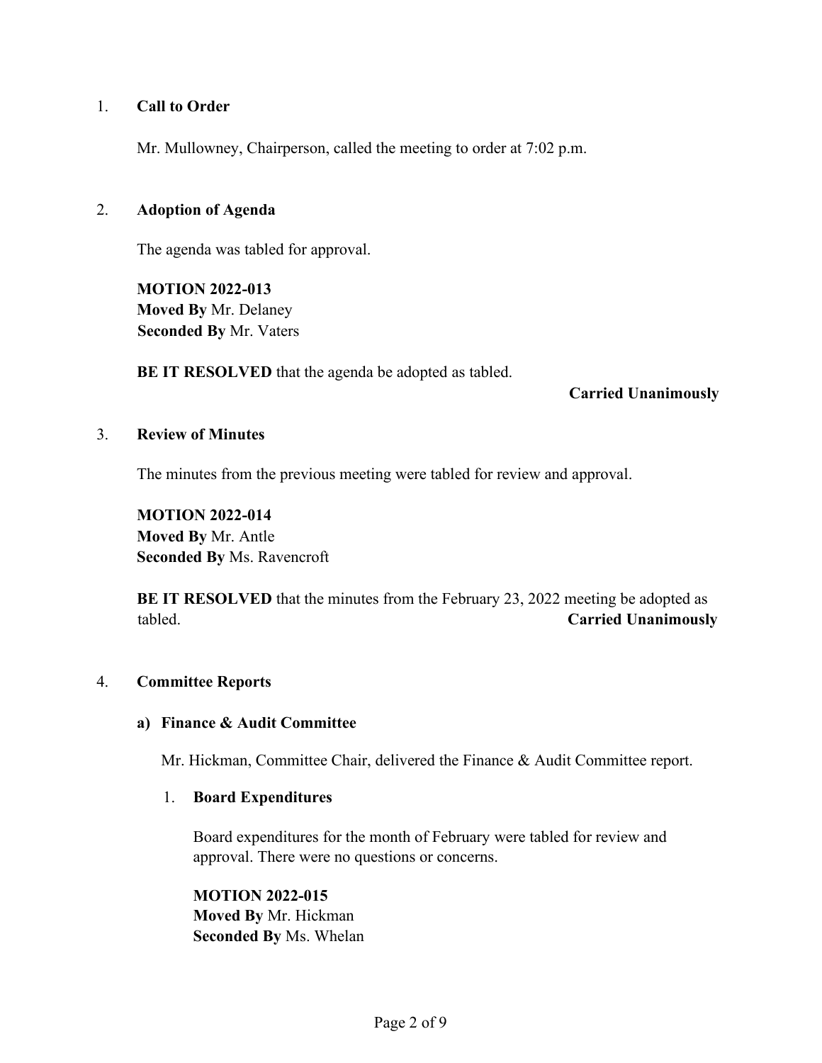## 1. Call to Order

Mr. Mullowney, Chairperson, called the meeting to order at 7:02 p.m.

## 2. Adoption of Agenda

The agenda was tabled for approval.

**MOTION 2022-013**
**Moved By** Mr. Delaney
**Seconded By** Mr. Vaters

**BE IT RESOLVED** that the agenda be adopted as tabled.

**Carried Unanimously**

## 3. Review of Minutes

The minutes from the previous meeting were tabled for review and approval.

**MOTION 2022-014**
**Moved By** Mr. Antle
**Seconded By** Ms. Ravencroft

**BE IT RESOLVED** that the minutes from the February 23, 2022 meeting be adopted as tabled.

**Carried Unanimously**

## 4. Committee Reports

### a) Finance & Audit Committee

Mr. Hickman, Committee Chair, delivered the Finance & Audit Committee report.

#### 1. Board Expenditures

Board expenditures for the month of February were tabled for review and approval. There were no questions or concerns.

**MOTION 2022-015**
**Moved By** Mr. Hickman
**Seconded By** Ms. Whelan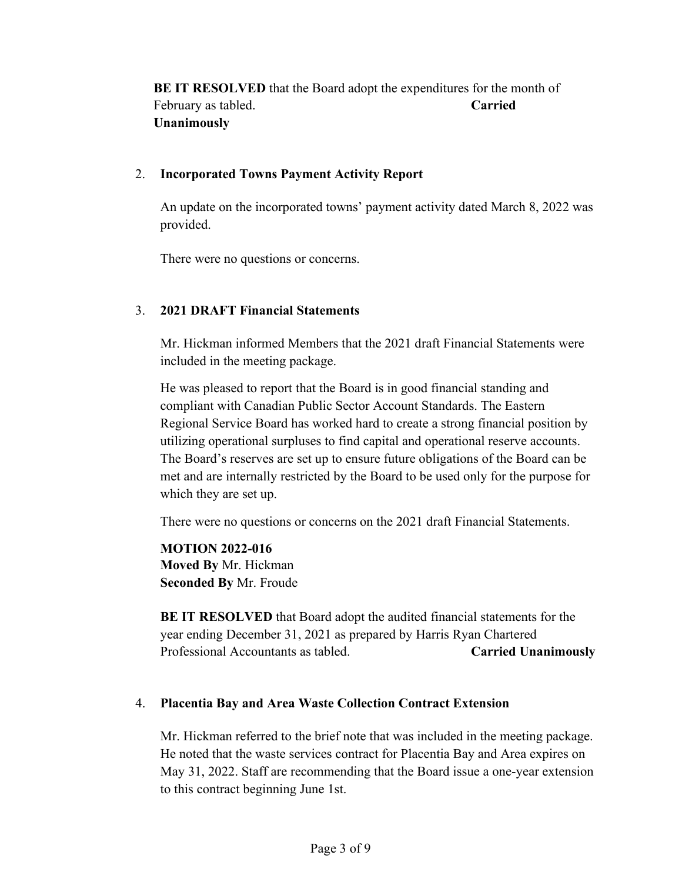**BE IT RESOLVED** that the Board adopt the expenditures for the month of February as tabled. **Carried Unanimously**

2. **Incorporated Towns Payment Activity Report**

   An update on the incorporated towns' payment activity dated March 8, 2022 was provided.

   There were no questions or concerns.

3. **2021 DRAFT Financial Statements**

   Mr. Hickman informed Members that the 2021 draft Financial Statements were included in the meeting package.

   He was pleased to report that the Board is in good financial standing and compliant with Canadian Public Sector Account Standards. The Eastern Regional Service Board has worked hard to create a strong financial position by utilizing operational surpluses to find capital and operational reserve accounts. The Board's reserves are set up to ensure future obligations of the Board can be met and are internally restricted by the Board to be used only for the purpose for which they are set up.

   There were no questions or concerns on the 2021 draft Financial Statements.

   **MOTION 2022-016**
   **Moved By** Mr. Hickman
   **Seconded By** Mr. Froude

   **BE IT RESOLVED** that Board adopt the audited financial statements for the year ending December 31, 2021 as prepared by Harris Ryan Chartered Professional Accountants as tabled. **Carried Unanimously**

4. **Placentia Bay and Area Waste Collection Contract Extension**

   Mr. Hickman referred to the brief note that was included in the meeting package. He noted that the waste services contract for Placentia Bay and Area expires on May 31, 2022. Staff are recommending that the Board issue a one-year extension to this contract beginning June 1st.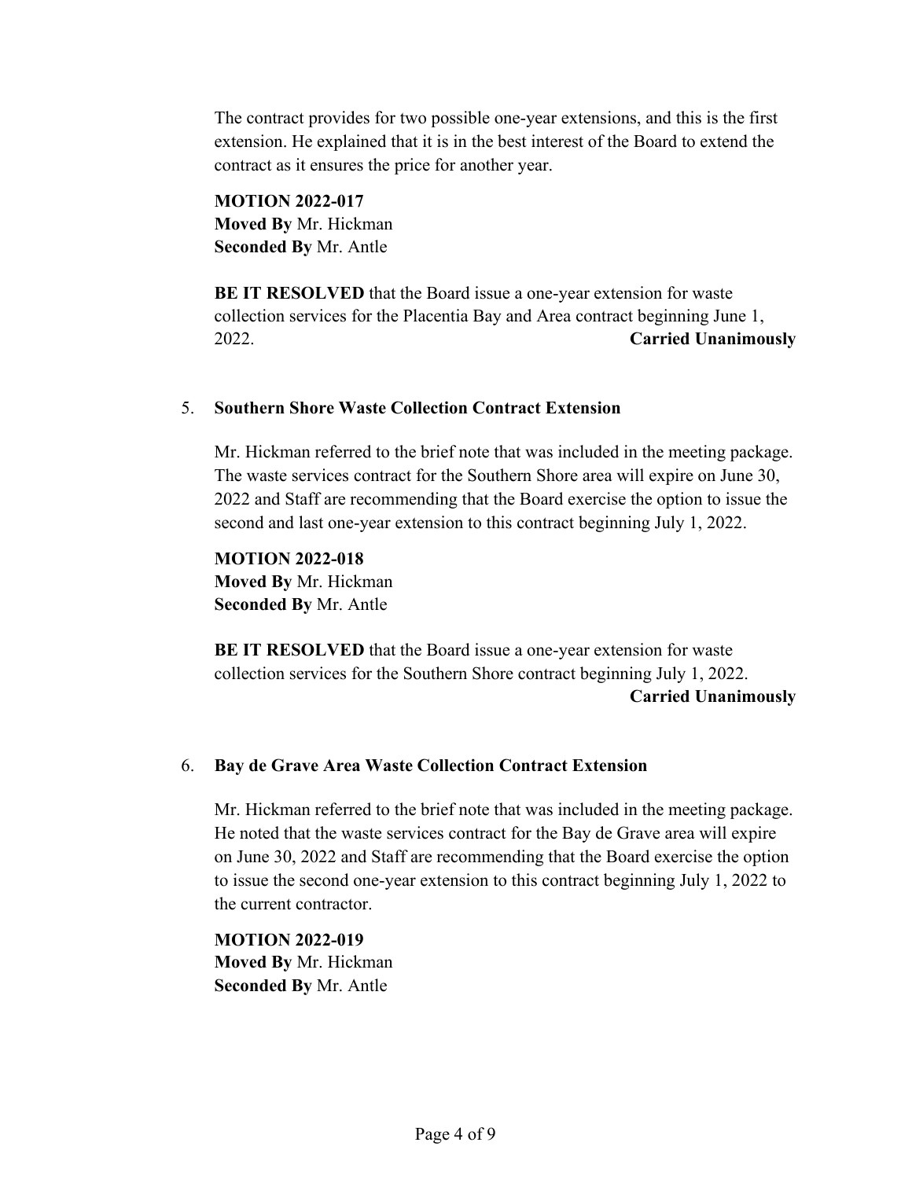The contract provides for two possible one-year extensions, and this is the first extension. He explained that it is in the best interest of the Board to extend the contract as it ensures the price for another year.

**MOTION 2022-017**
**Moved By** Mr. Hickman
**Seconded By** Mr. Antle

**BE IT RESOLVED** that the Board issue a one-year extension for waste collection services for the Placentia Bay and Area contract beginning June 1, 2022. **Carried Unanimously**

5. **Southern Shore Waste Collection Contract Extension**

Mr. Hickman referred to the brief note that was included in the meeting package. The waste services contract for the Southern Shore area will expire on June 30, 2022 and Staff are recommending that the Board exercise the option to issue the second and last one-year extension to this contract beginning July 1, 2022.

**MOTION 2022-018**
**Moved By** Mr. Hickman
**Seconded By** Mr. Antle

**BE IT RESOLVED** that the Board issue a one-year extension for waste collection services for the Southern Shore contract beginning July 1, 2022. **Carried Unanimously**

6. **Bay de Grave Area Waste Collection Contract Extension**

Mr. Hickman referred to the brief note that was included in the meeting package. He noted that the waste services contract for the Bay de Grave area will expire on June 30, 2022 and Staff are recommending that the Board exercise the option to issue the second one-year extension to this contract beginning July 1, 2022 to the current contractor.

**MOTION 2022-019**
**Moved By** Mr. Hickman
**Seconded By** Mr. Antle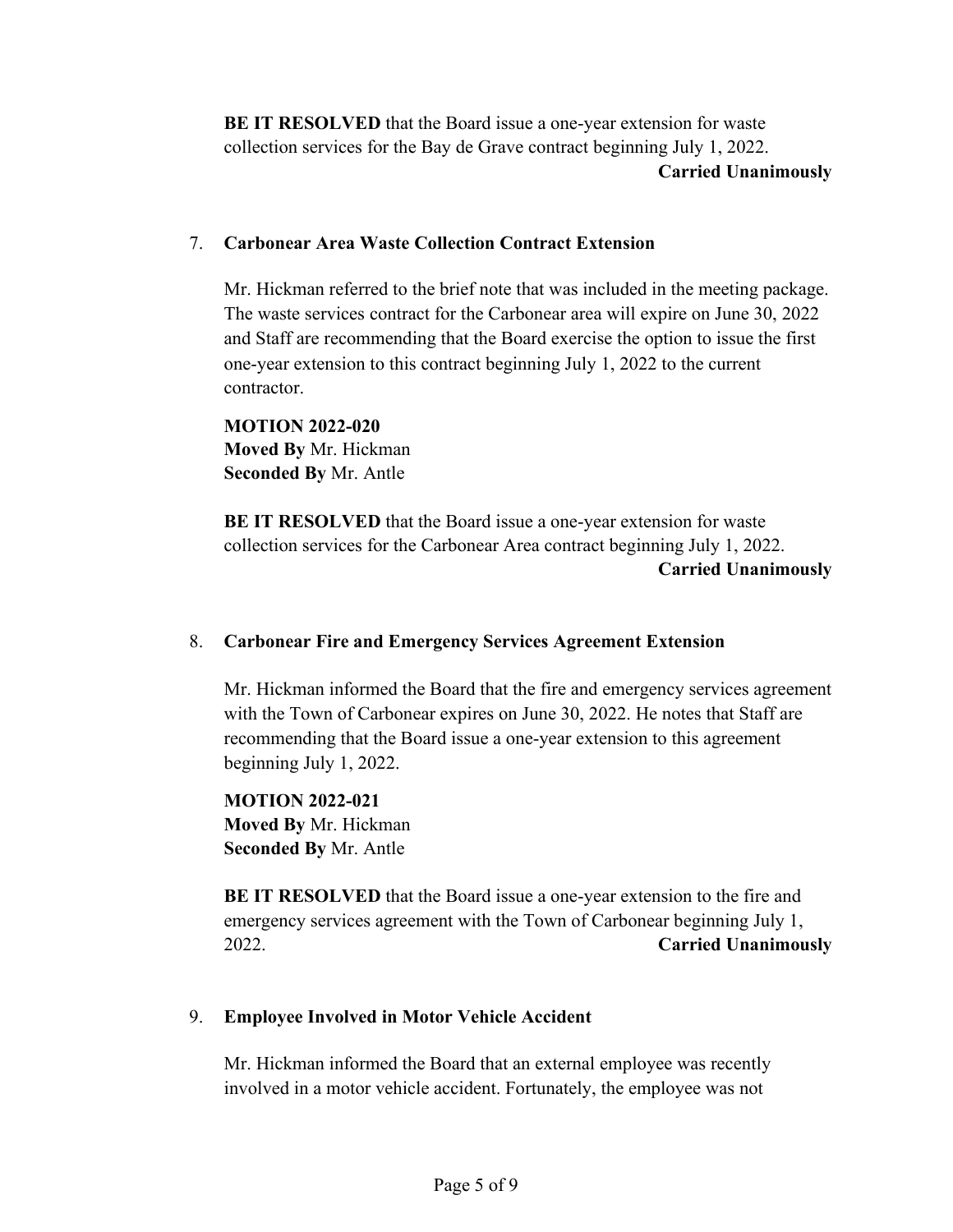**BE IT RESOLVED** that the Board issue a one-year extension for waste collection services for the Bay de Grave contract beginning July 1, 2022.
**Carried Unanimously**

7. **Carbonear Area Waste Collection Contract Extension**

Mr. Hickman referred to the brief note that was included in the meeting package. The waste services contract for the Carbonear area will expire on June 30, 2022 and Staff are recommending that the Board exercise the option to issue the first one-year extension to this contract beginning July 1, 2022 to the current contractor.

**MOTION 2022-020**
**Moved By** Mr. Hickman
**Seconded By** Mr. Antle

**BE IT RESOLVED** that the Board issue a one-year extension for waste collection services for the Carbonear Area contract beginning July 1, 2022.
**Carried Unanimously**

8. **Carbonear Fire and Emergency Services Agreement Extension**

Mr. Hickman informed the Board that the fire and emergency services agreement with the Town of Carbonear expires on June 30, 2022. He notes that Staff are recommending that the Board issue a one-year extension to this agreement beginning July 1, 2022.

**MOTION 2022-021**
**Moved By** Mr. Hickman
**Seconded By** Mr. Antle

**BE IT RESOLVED** that the Board issue a one-year extension to the fire and emergency services agreement with the Town of Carbonear beginning July 1, 2022.
**Carried Unanimously**

9. **Employee Involved in Motor Vehicle Accident**

Mr. Hickman informed the Board that an external employee was recently involved in a motor vehicle accident. Fortunately, the employee was not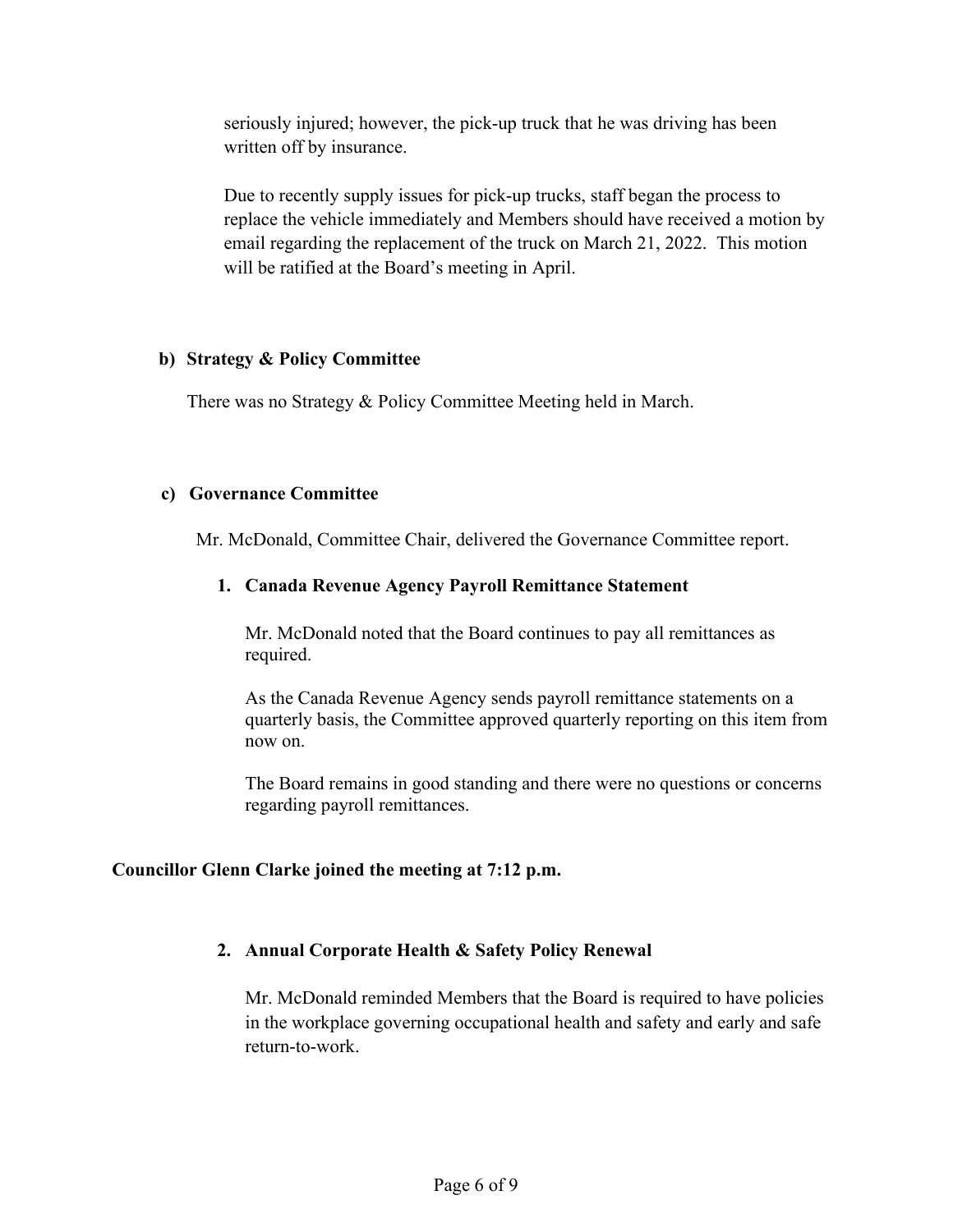seriously injured; however, the pick-up truck that he was driving has been written off by insurance.

Due to recently supply issues for pick-up trucks, staff began the process to replace the vehicle immediately and Members should have received a motion by email regarding the replacement of the truck on March 21, 2022. This motion will be ratified at the Board's meeting in April.

**b) Strategy & Policy Committee**

There was no Strategy & Policy Committee Meeting held in March.

**c) Governance Committee**

Mr. McDonald, Committee Chair, delivered the Governance Committee report.

**1. Canada Revenue Agency Payroll Remittance Statement**

Mr. McDonald noted that the Board continues to pay all remittances as required.

As the Canada Revenue Agency sends payroll remittance statements on a quarterly basis, the Committee approved quarterly reporting on this item from now on.

The Board remains in good standing and there were no questions or concerns regarding payroll remittances.

**Councillor Glenn Clarke joined the meeting at 7:12 p.m.**

**2. Annual Corporate Health & Safety Policy Renewal**

Mr. McDonald reminded Members that the Board is required to have policies in the workplace governing occupational health and safety and early and safe return-to-work.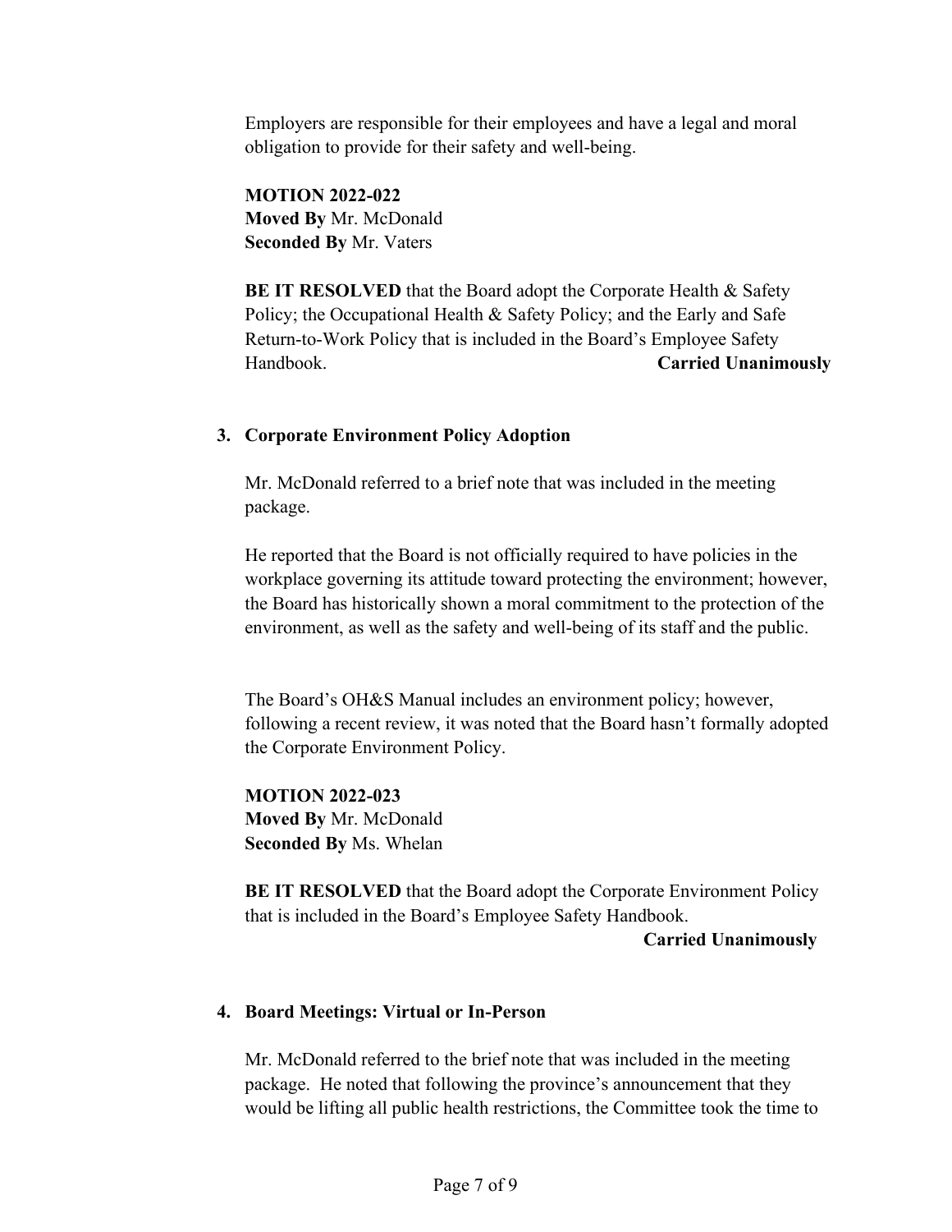Employers are responsible for their employees and have a legal and moral obligation to provide for their safety and well-being.

**MOTION 2022-022**
**Moved By** Mr. McDonald
**Seconded By** Mr. Vaters

**BE IT RESOLVED** that the Board adopt the Corporate Health & Safety Policy; the Occupational Health & Safety Policy; and the Early and Safe Return-to-Work Policy that is included in the Board's Employee Safety Handbook. **Carried Unanimously**

### 3. Corporate Environment Policy Adoption

Mr. McDonald referred to a brief note that was included in the meeting package.

He reported that the Board is not officially required to have policies in the workplace governing its attitude toward protecting the environment; however, the Board has historically shown a moral commitment to the protection of the environment, as well as the safety and well-being of its staff and the public.

The Board's OH&S Manual includes an environment policy; however, following a recent review, it was noted that the Board hasn't formally adopted the Corporate Environment Policy.

**MOTION 2022-023**
**Moved By** Mr. McDonald
**Seconded By** Ms. Whelan

**BE IT RESOLVED** that the Board adopt the Corporate Environment Policy that is included in the Board's Employee Safety Handbook.
**Carried Unanimously**

### 4. Board Meetings: Virtual or In-Person

Mr. McDonald referred to the brief note that was included in the meeting package. He noted that following the province's announcement that they would be lifting all public health restrictions, the Committee took the time to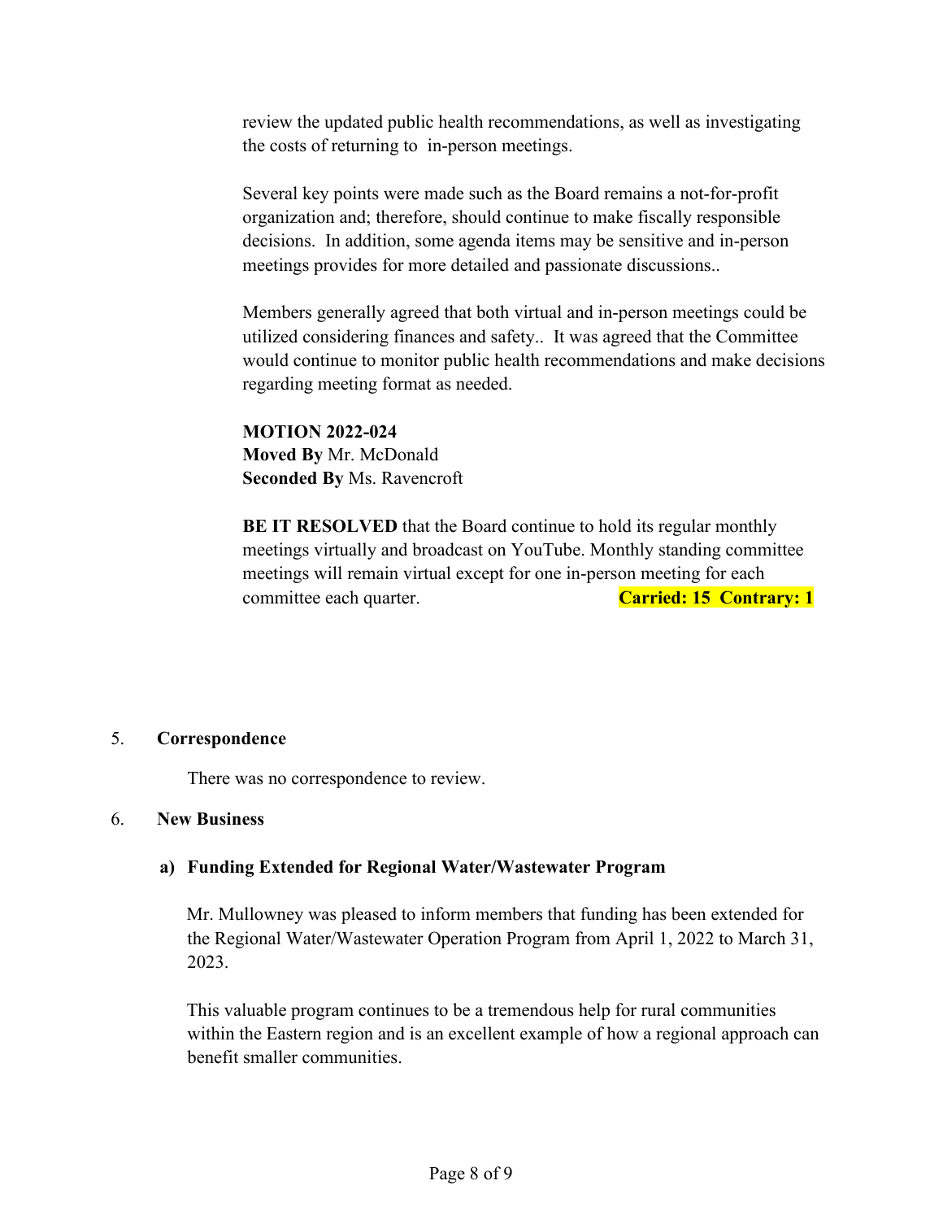review the updated public health recommendations, as well as investigating the costs of returning to in-person meetings.

Several key points were made such as the Board remains a not-for-profit organization and; therefore, should continue to make fiscally responsible decisions. In addition, some agenda items may be sensitive and in-person meetings provides for more detailed and passionate discussions..

Members generally agreed that both virtual and in-person meetings could be utilized considering finances and safety.. It was agreed that the Committee would continue to monitor public health recommendations and make decisions regarding meeting format as needed.

**MOTION 2022-024**
**Moved By** Mr. McDonald
**Seconded By** Ms. Ravencroft

**BE IT RESOLVED** that the Board continue to hold its regular monthly meetings virtually and broadcast on YouTube. Monthly standing committee meetings will remain virtual except for one in-person meeting for each committee each quarter. **Carried: 15 Contrary: 1**

5. **Correspondence**

There was no correspondence to review.

6. **New Business**

**a) Funding Extended for Regional Water/Wastewater Program**

Mr. Mullowney was pleased to inform members that funding has been extended for the Regional Water/Wastewater Operation Program from April 1, 2022 to March 31, 2023.

This valuable program continues to be a tremendous help for rural communities within the Eastern region and is an excellent example of how a regional approach can benefit smaller communities.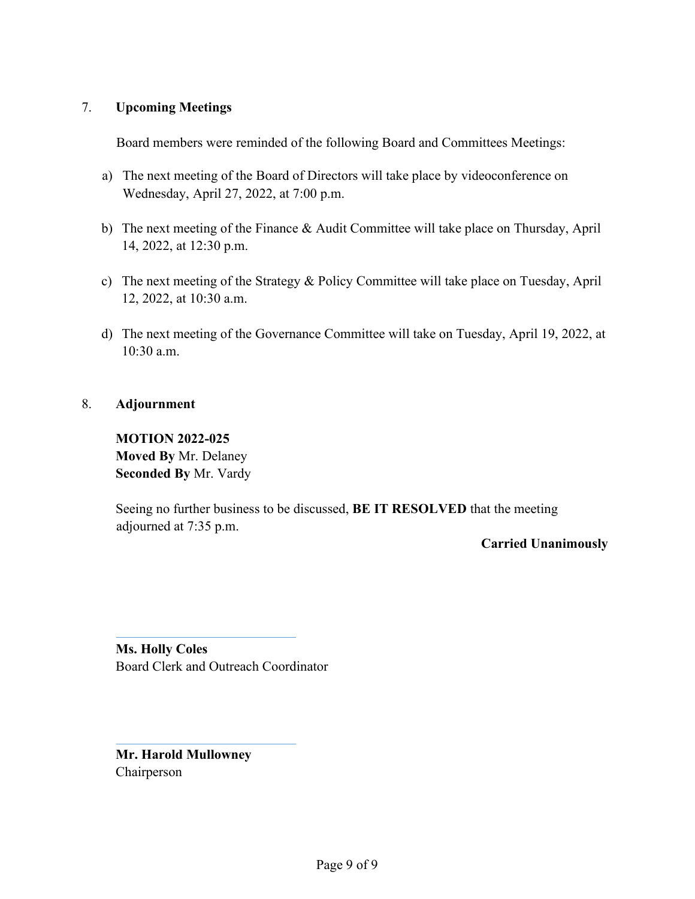7. **Upcoming Meetings**

Board members were reminded of the following Board and Committees Meetings:

a) The next meeting of the Board of Directors will take place by videoconference on Wednesday, April 27, 2022, at 7:00 p.m.

b) The next meeting of the Finance & Audit Committee will take place on Thursday, April 14, 2022, at 12:30 p.m.

c) The next meeting of the Strategy & Policy Committee will take place on Tuesday, April 12, 2022, at 10:30 a.m.

d) The next meeting of the Governance Committee will take on Tuesday, April 19, 2022, at 10:30 a.m.

8. **Adjournment**

**MOTION 2022-025**
**Moved By** Mr. Delaney
**Seconded By** Mr. Vardy

Seeing no further business to be discussed, **BE IT RESOLVED** that the meeting adjourned at 7:35 p.m.

**Carried Unanimously**

______________________________

**Ms. Holly Coles**
Board Clerk and Outreach Coordinator

______________________________

**Mr. Harold Mullowney**
Chairperson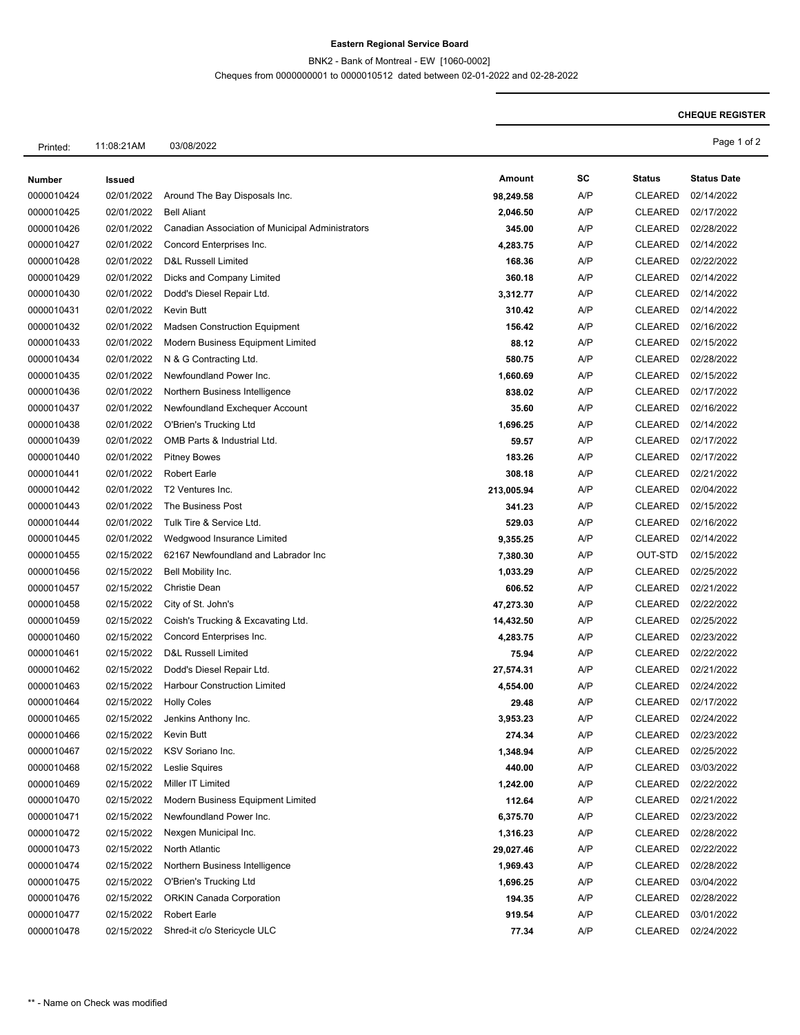**Eastern Regional Service Board**

BNK2 - Bank of Montreal - EW [1060-0002]

Cheques from 0000000001 to 0000010512 dated between 02-01-2022 and 02-28-2022

**CHEQUE REGISTER**

Printed: 11:08:21AM 03/08/2022

| Number | Issued | | Amount | SC | Status | Status Date |
|---|---|---|---|---|---|---|
| 0000010424 | 02/01/2022 | Around The Bay Disposals Inc. | **98,249.58** | A/P | CLEARED | 02/14/2022 |
| 0000010425 | 02/01/2022 | Bell Aliant | **2,046.50** | A/P | CLEARED | 02/17/2022 |
| 0000010426 | 02/01/2022 | Canadian Association of Municipal Administrators | **345.00** | A/P | CLEARED | 02/28/2022 |
| 0000010427 | 02/01/2022 | Concord Enterprises Inc. | **4,283.75** | A/P | CLEARED | 02/14/2022 |
| 0000010428 | 02/01/2022 | D&L Russell Limited | **168.36** | A/P | CLEARED | 02/22/2022 |
| 0000010429 | 02/01/2022 | Dicks and Company Limited | **360.18** | A/P | CLEARED | 02/14/2022 |
| 0000010430 | 02/01/2022 | Dodd's Diesel Repair Ltd. | **3,312.77** | A/P | CLEARED | 02/14/2022 |
| 0000010431 | 02/01/2022 | Kevin Butt | **310.42** | A/P | CLEARED | 02/14/2022 |
| 0000010432 | 02/01/2022 | Madsen Construction Equipment | **156.42** | A/P | CLEARED | 02/16/2022 |
| 0000010433 | 02/01/2022 | Modern Business Equipment Limited | **88.12** | A/P | CLEARED | 02/15/2022 |
| 0000010434 | 02/01/2022 | N & G Contracting Ltd. | **580.75** | A/P | CLEARED | 02/28/2022 |
| 0000010435 | 02/01/2022 | Newfoundland Power Inc. | **1,660.69** | A/P | CLEARED | 02/15/2022 |
| 0000010436 | 02/01/2022 | Northern Business Intelligence | **838.02** | A/P | CLEARED | 02/17/2022 |
| 0000010437 | 02/01/2022 | Newfoundland Exchequer Account | **35.60** | A/P | CLEARED | 02/16/2022 |
| 0000010438 | 02/01/2022 | O'Brien's Trucking Ltd | **1,696.25** | A/P | CLEARED | 02/14/2022 |
| 0000010439 | 02/01/2022 | OMB Parts & Industrial Ltd. | **59.57** | A/P | CLEARED | 02/17/2022 |
| 0000010440 | 02/01/2022 | Pitney Bowes | **183.26** | A/P | CLEARED | 02/17/2022 |
| 0000010441 | 02/01/2022 | Robert Earle | **308.18** | A/P | CLEARED | 02/21/2022 |
| 0000010442 | 02/01/2022 | T2 Ventures Inc. | **213,005.94** | A/P | CLEARED | 02/04/2022 |
| 0000010443 | 02/01/2022 | The Business Post | **341.23** | A/P | CLEARED | 02/15/2022 |
| 0000010444 | 02/01/2022 | Tulk Tire & Service Ltd. | **529.03** | A/P | CLEARED | 02/16/2022 |
| 0000010445 | 02/01/2022 | Wedgwood Insurance Limited | **9,355.25** | A/P | CLEARED | 02/14/2022 |
| 0000010455 | 02/15/2022 | 62167 Newfoundland and Labrador Inc | **7,380.30** | A/P | OUT-STD | 02/15/2022 |
| 0000010456 | 02/15/2022 | Bell Mobility Inc. | **1,033.29** | A/P | CLEARED | 02/25/2022 |
| 0000010457 | 02/15/2022 | Christie Dean | **606.52** | A/P | CLEARED | 02/21/2022 |
| 0000010458 | 02/15/2022 | City of St. John's | **47,273.30** | A/P | CLEARED | 02/22/2022 |
| 0000010459 | 02/15/2022 | Coish's Trucking & Excavating Ltd. | **14,432.50** | A/P | CLEARED | 02/25/2022 |
| 0000010460 | 02/15/2022 | Concord Enterprises Inc. | **4,283.75** | A/P | CLEARED | 02/23/2022 |
| 0000010461 | 02/15/2022 | D&L Russell Limited | **75.94** | A/P | CLEARED | 02/22/2022 |
| 0000010462 | 02/15/2022 | Dodd's Diesel Repair Ltd. | **27,574.31** | A/P | CLEARED | 02/21/2022 |
| 0000010463 | 02/15/2022 | Harbour Construction Limited | **4,554.00** | A/P | CLEARED | 02/24/2022 |
| 0000010464 | 02/15/2022 | Holly Coles | **29.48** | A/P | CLEARED | 02/17/2022 |
| 0000010465 | 02/15/2022 | Jenkins Anthony Inc. | **3,953.23** | A/P | CLEARED | 02/24/2022 |
| 0000010466 | 02/15/2022 | Kevin Butt | **274.34** | A/P | CLEARED | 02/23/2022 |
| 0000010467 | 02/15/2022 | KSV Soriano Inc. | **1,348.94** | A/P | CLEARED | 02/25/2022 |
| 0000010468 | 02/15/2022 | Leslie Squires | **440.00** | A/P | CLEARED | 03/03/2022 |
| 0000010469 | 02/15/2022 | Miller IT Limited | **1,242.00** | A/P | CLEARED | 02/22/2022 |
| 0000010470 | 02/15/2022 | Modern Business Equipment Limited | **112.64** | A/P | CLEARED | 02/21/2022 |
| 0000010471 | 02/15/2022 | Newfoundland Power Inc. | **6,375.70** | A/P | CLEARED | 02/23/2022 |
| 0000010472 | 02/15/2022 | Nexgen Municipal Inc. | **1,316.23** | A/P | CLEARED | 02/28/2022 |
| 0000010473 | 02/15/2022 | North Atlantic | **29,027.46** | A/P | CLEARED | 02/22/2022 |
| 0000010474 | 02/15/2022 | Northern Business Intelligence | **1,969.43** | A/P | CLEARED | 02/28/2022 |
| 0000010475 | 02/15/2022 | O'Brien's Trucking Ltd | **1,696.25** | A/P | CLEARED | 03/04/2022 |
| 0000010476 | 02/15/2022 | ORKIN Canada Corporation | **194.35** | A/P | CLEARED | 02/28/2022 |
| 0000010477 | 02/15/2022 | Robert Earle | **919.54** | A/P | CLEARED | 03/01/2022 |
| 0000010478 | 02/15/2022 | Shred-it c/o Stericycle ULC | **77.34** | A/P | CLEARED | 02/24/2022 |

** - Name on Check was modified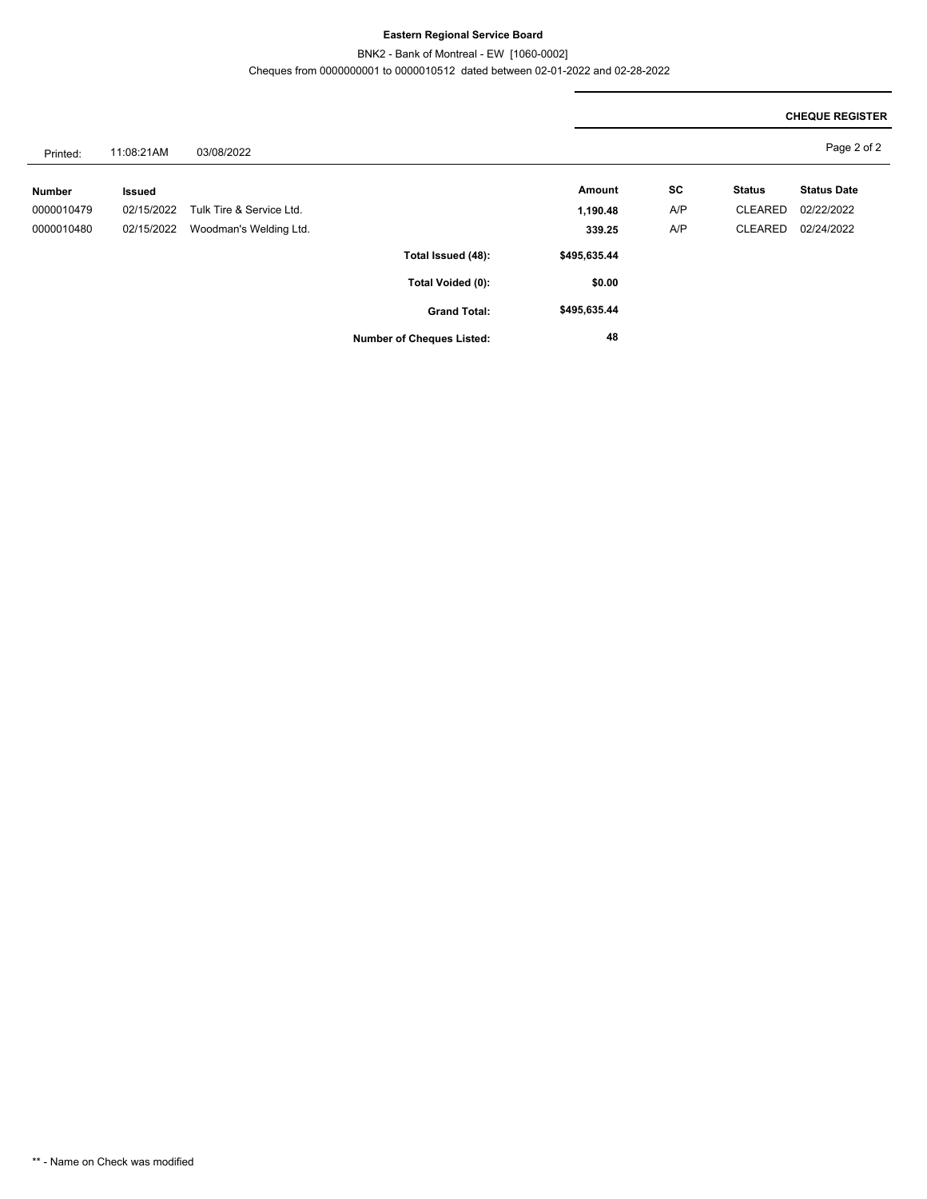**Eastern Regional Service Board**

BNK2 - Bank of Montreal - EW [1060-0002]

Cheques from 0000000001 to 0000010512 dated between 02-01-2022 and 02-28-2022

**CHEQUE REGISTER**

Printed: 11:08:21AM 03/08/2022

| Number | Issued | | Amount | SC | Status | Status Date |
|---|---|---|---|---|---|---|
| 0000010479 | 02/15/2022 | Tulk Tire & Service Ltd. | **1,190.48** | A/P | CLEARED | 02/22/2022 |
| 0000010480 | 02/15/2022 | Woodman's Welding Ltd. | **339.25** | A/P | CLEARED | 02/24/2022 |
| | | **Total Issued (48):** | **$495,635.44** | | | |
| | | **Total Voided (0):** | **$0.00** | | | |
| | | **Grand Total:** | **$495,635.44** | | | |
| | | **Number of Cheques Listed:** | **48** | | | |

** - Name on Check was modified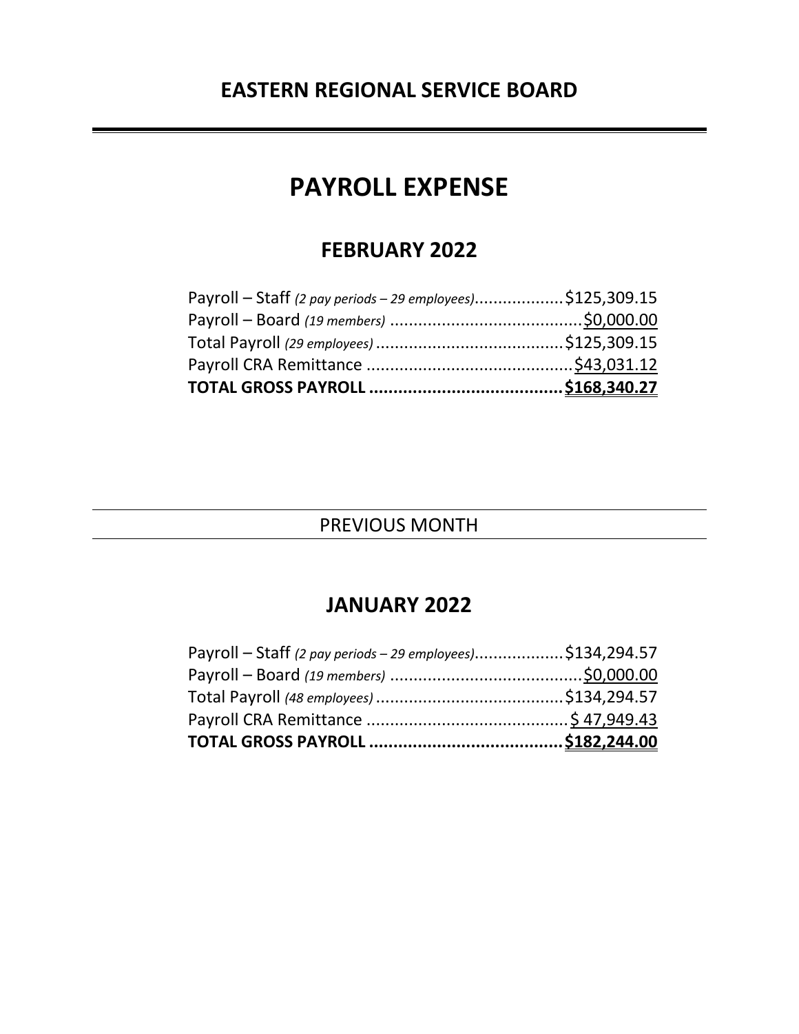# EASTERN REGIONAL SERVICE BOARD

---

# PAYROLL EXPENSE

## FEBRUARY 2022

| | |
|---|---|
| Payroll – Staff *(2 pay periods – 29 employees)* | $125,309.15 |
| Payroll – Board *(19 members)* | $0,000.00 |
| Total Payroll *(29 employees)* | $125,309.15 |
| Payroll CRA Remittance | $43,031.12 |
| **TOTAL GROSS PAYROLL** | **$168,340.27** |

---

PREVIOUS MONTH

---

## JANUARY 2022

| | |
|---|---|
| Payroll – Staff *(2 pay periods – 29 employees)* | $134,294.57 |
| Payroll – Board *(19 members)* | $0,000.00 |
| Total Payroll *(48 employees)* | $134,294.57 |
| Payroll CRA Remittance | $ 47,949.43 |
| **TOTAL GROSS PAYROLL** | **$182,244.00** |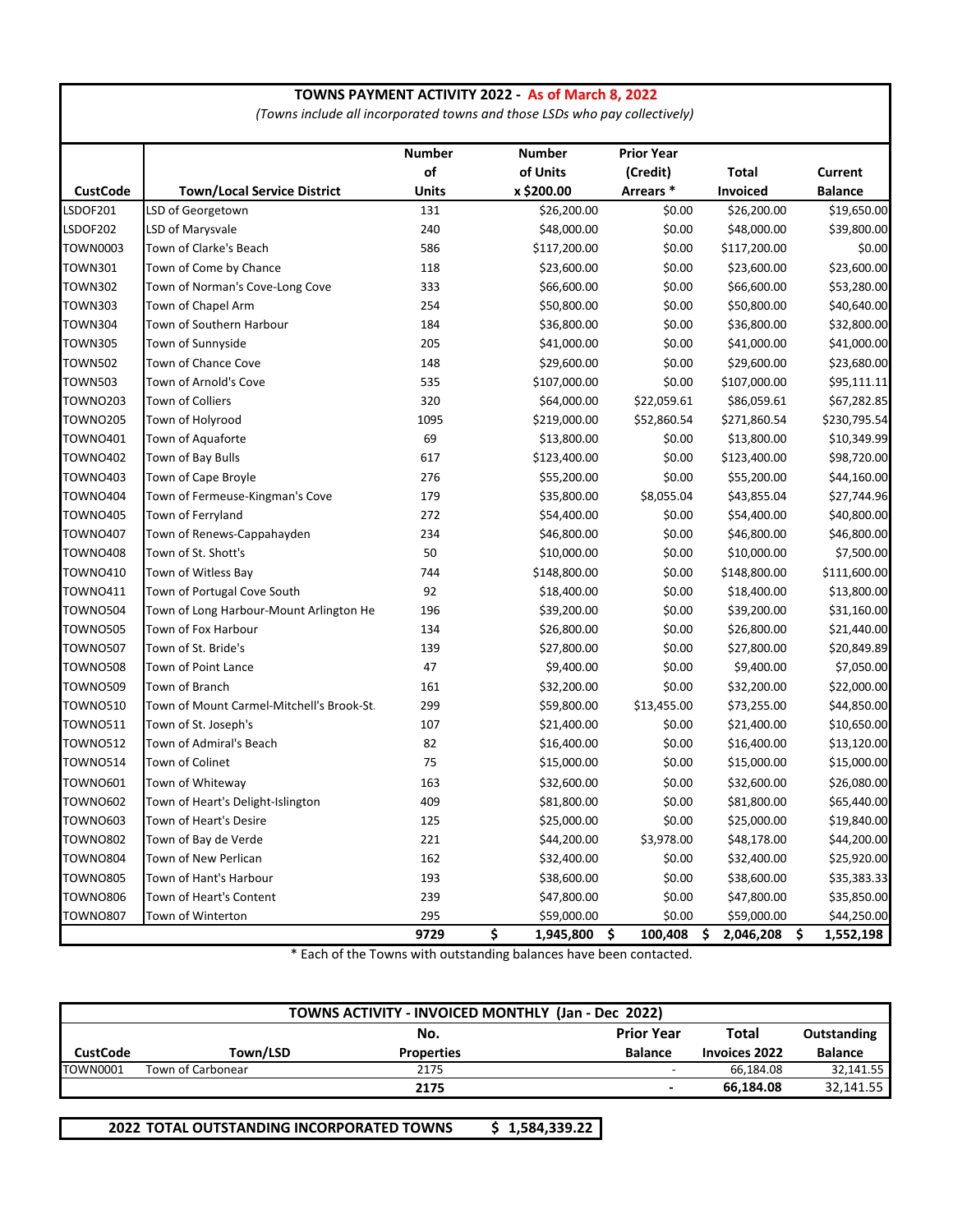## TOWNS PAYMENT ACTIVITY 2022 - As of March 8, 2022

*(Towns include all incorporated towns and those LSDs who pay collectively)*

| CustCode | Town/Local Service District | Number of Units | Number of Units x $200.00 | Prior Year (Credit) Arrears * | Total Invoiced | Current Balance |
|---|---|---|---|---|---|---|
| LSDOF201 | LSD of Georgetown | 131 | $26,200.00 | $0.00 | $26,200.00 | $19,650.00 |
| LSDOF202 | LSD of Marysvale | 240 | $48,000.00 | $0.00 | $48,000.00 | $39,800.00 |
| TOWN0003 | Town of Clarke's Beach | 586 | $117,200.00 | $0.00 | $117,200.00 | $0.00 |
| TOWN301 | Town of Come by Chance | 118 | $23,600.00 | $0.00 | $23,600.00 | $23,600.00 |
| TOWN302 | Town of Norman's Cove-Long Cove | 333 | $66,600.00 | $0.00 | $66,600.00 | $53,280.00 |
| TOWN303 | Town of Chapel Arm | 254 | $50,800.00 | $0.00 | $50,800.00 | $40,640.00 |
| TOWN304 | Town of Southern Harbour | 184 | $36,800.00 | $0.00 | $36,800.00 | $32,800.00 |
| TOWN305 | Town of Sunnyside | 205 | $41,000.00 | $0.00 | $41,000.00 | $41,000.00 |
| TOWN502 | Town of Chance Cove | 148 | $29,600.00 | $0.00 | $29,600.00 | $23,680.00 |
| TOWN503 | Town of Arnold's Cove | 535 | $107,000.00 | $0.00 | $107,000.00 | $95,111.11 |
| TOWNO203 | Town of Colliers | 320 | $64,000.00 | $22,059.61 | $86,059.61 | $67,282.85 |
| TOWNO205 | Town of Holyrood | 1095 | $219,000.00 | $52,860.54 | $271,860.54 | $230,795.54 |
| TOWNO401 | Town of Aquaforte | 69 | $13,800.00 | $0.00 | $13,800.00 | $10,349.99 |
| TOWNO402 | Town of Bay Bulls | 617 | $123,400.00 | $0.00 | $123,400.00 | $98,720.00 |
| TOWNO403 | Town of Cape Broyle | 276 | $55,200.00 | $0.00 | $55,200.00 | $44,160.00 |
| TOWNO404 | Town of Fermeuse-Kingman's Cove | 179 | $35,800.00 | $8,055.04 | $43,855.04 | $27,744.96 |
| TOWNO405 | Town of Ferryland | 272 | $54,400.00 | $0.00 | $54,400.00 | $40,800.00 |
| TOWNO407 | Town of Renews-Cappahayden | 234 | $46,800.00 | $0.00 | $46,800.00 | $46,800.00 |
| TOWNO408 | Town of St. Shott's | 50 | $10,000.00 | $0.00 | $10,000.00 | $7,500.00 |
| TOWNO410 | Town of Witless Bay | 744 | $148,800.00 | $0.00 | $148,800.00 | $111,600.00 |
| TOWNO411 | Town of Portugal Cove South | 92 | $18,400.00 | $0.00 | $18,400.00 | $13,800.00 |
| TOWNO504 | Town of Long Harbour-Mount Arlington He | 196 | $39,200.00 | $0.00 | $39,200.00 | $31,160.00 |
| TOWNO505 | Town of Fox Harbour | 134 | $26,800.00 | $0.00 | $26,800.00 | $21,440.00 |
| TOWNO507 | Town of St. Bride's | 139 | $27,800.00 | $0.00 | $27,800.00 | $20,849.89 |
| TOWNO508 | Town of Point Lance | 47 | $9,400.00 | $0.00 | $9,400.00 | $7,050.00 |
| TOWNO509 | Town of Branch | 161 | $32,200.00 | $0.00 | $32,200.00 | $22,000.00 |
| TOWNO510 | Town of Mount Carmel-Mitchell's Brook-St. | 299 | $59,800.00 | $13,455.00 | $73,255.00 | $44,850.00 |
| TOWNO511 | Town of St. Joseph's | 107 | $21,400.00 | $0.00 | $21,400.00 | $10,650.00 |
| TOWNO512 | Town of Admiral's Beach | 82 | $16,400.00 | $0.00 | $16,400.00 | $13,120.00 |
| TOWNO514 | Town of Colinet | 75 | $15,000.00 | $0.00 | $15,000.00 | $15,000.00 |
| TOWNO601 | Town of Whiteway | 163 | $32,600.00 | $0.00 | $32,600.00 | $26,080.00 |
| TOWNO602 | Town of Heart's Delight-Islington | 409 | $81,800.00 | $0.00 | $81,800.00 | $65,440.00 |
| TOWNO603 | Town of Heart's Desire | 125 | $25,000.00 | $0.00 | $25,000.00 | $19,840.00 |
| TOWNO802 | Town of Bay de Verde | 221 | $44,200.00 | $3,978.00 | $48,178.00 | $44,200.00 |
| TOWNO804 | Town of New Perlican | 162 | $32,400.00 | $0.00 | $32,400.00 | $25,920.00 |
| TOWNO805 | Town of Hant's Harbour | 193 | $38,600.00 | $0.00 | $38,600.00 | $35,383.33 |
| TOWNO806 | Town of Heart's Content | 239 | $47,800.00 | $0.00 | $47,800.00 | $35,850.00 |
| TOWNO807 | Town of Winterton | 295 | $59,000.00 | $0.00 | $59,000.00 | $44,250.00 |
| | | **9729** | **$ 1,945,800** | **$ 100,408** | **$ 2,046,208** | **$ 1,552,198** |

\* Each of the Towns with outstanding balances have been contacted.

## TOWNS ACTIVITY - INVOICED MONTHLY (Jan - Dec 2022)

| CustCode | Town/LSD | No. Properties | Prior Year Balance | Total Invoices 2022 | Outstanding Balance |
|---|---|---|---|---|---|
| TOWN0001 | Town of Carbonear | 2175 | - | 66,184.08 | 32,141.55 |
| | | **2175** | **-** | **66,184.08** | 32,141.55 |

| 2022 TOTAL OUTSTANDING INCORPORATED TOWNS | $ 1,584,339.22 |
|---|---|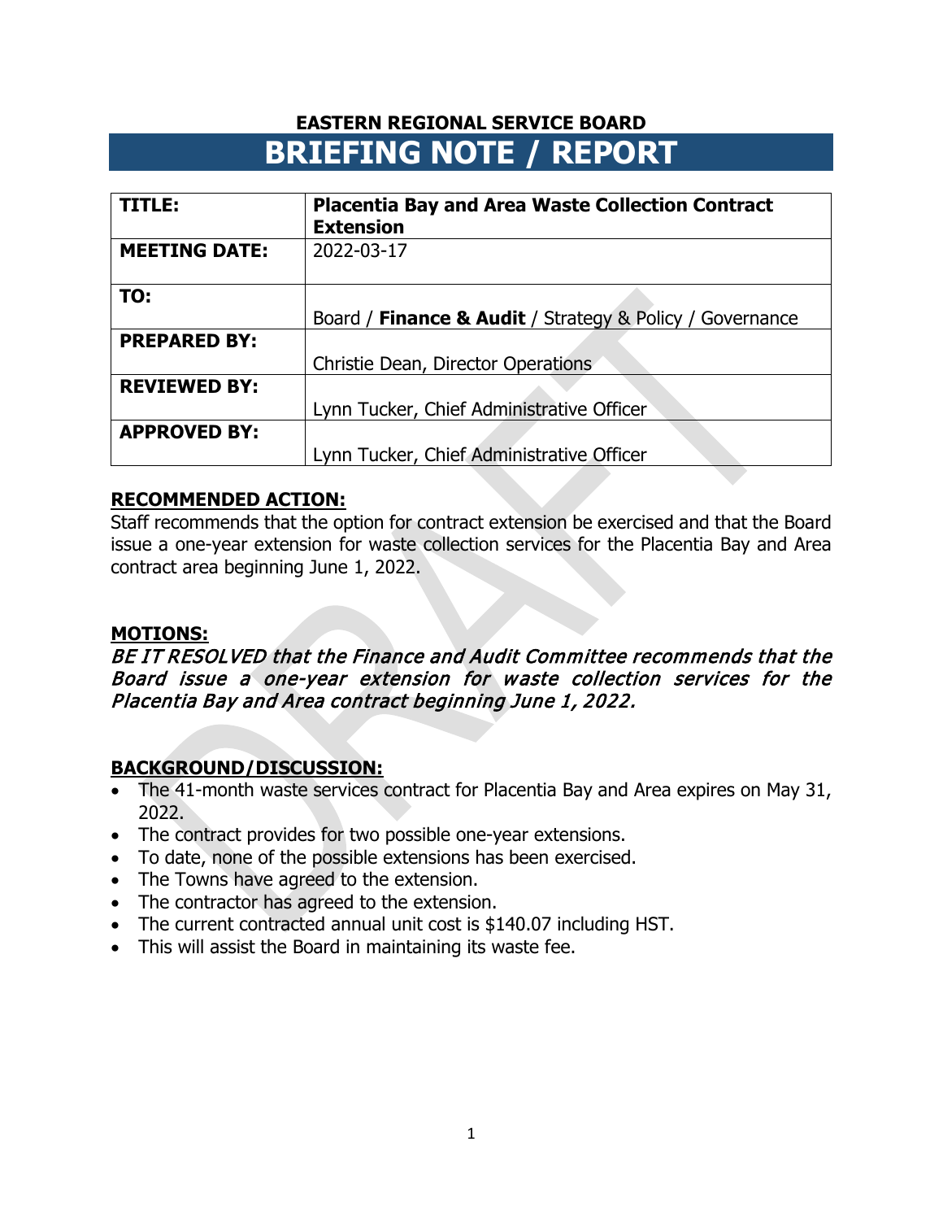**EASTERN REGIONAL SERVICE BOARD**

# BRIEFING NOTE / REPORT

| **TITLE:** | **Placentia Bay and Area Waste Collection Contract Extension** |
|---|---|
| **MEETING DATE:** | 2022-03-17 |
| **TO:** | Board / **Finance & Audit** / Strategy & Policy / Governance |
| **PREPARED BY:** | Christie Dean, Director Operations |
| **REVIEWED BY:** | Lynn Tucker, Chief Administrative Officer |
| **APPROVED BY:** | Lynn Tucker, Chief Administrative Officer |

## RECOMMENDED ACTION:

Staff recommends that the option for contract extension be exercised and that the Board issue a one-year extension for waste collection services for the Placentia Bay and Area contract area beginning June 1, 2022.

## MOTIONS:

*BE IT RESOLVED that the Finance and Audit Committee recommends that the Board issue a one-year extension for waste collection services for the Placentia Bay and Area contract beginning June 1, 2022.*

## BACKGROUND/DISCUSSION:

- The 41-month waste services contract for Placentia Bay and Area expires on May 31, 2022.
- The contract provides for two possible one-year extensions.
- To date, none of the possible extensions has been exercised.
- The Towns have agreed to the extension.
- The contractor has agreed to the extension.
- The current contracted annual unit cost is $140.07 including HST.
- This will assist the Board in maintaining its waste fee.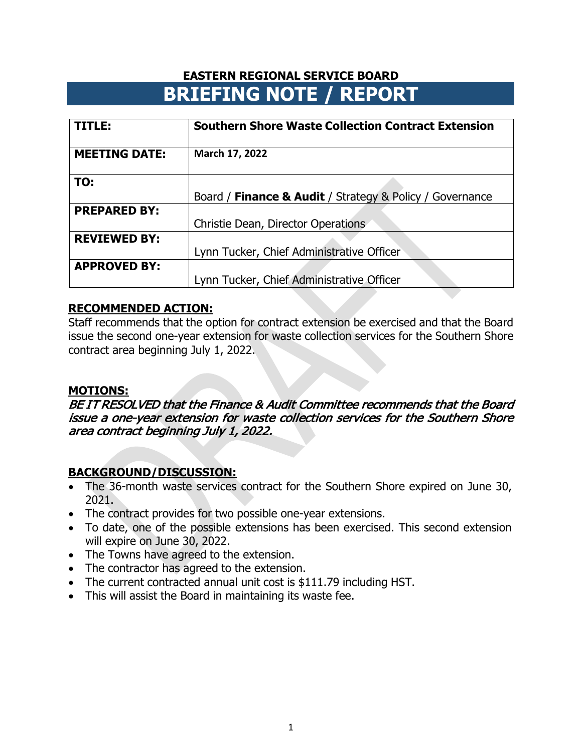**EASTERN REGIONAL SERVICE BOARD**

# BRIEFING NOTE / REPORT

| | |
|---|---|
| **TITLE:** | **Southern Shore Waste Collection Contract Extension** |
| **MEETING DATE:** | **March 17, 2022** |
| **TO:** | Board / **Finance & Audit** / Strategy & Policy / Governance |
| **PREPARED BY:** | Christie Dean, Director Operations |
| **REVIEWED BY:** | Lynn Tucker, Chief Administrative Officer |
| **APPROVED BY:** | Lynn Tucker, Chief Administrative Officer |

## RECOMMENDED ACTION:

Staff recommends that the option for contract extension be exercised and that the Board issue the second one-year extension for waste collection services for the Southern Shore contract area beginning July 1, 2022.

## MOTIONS:

***BE IT RESOLVED that the Finance & Audit Committee recommends that the Board issue a one-year extension for waste collection services for the Southern Shore area contract beginning July 1, 2022.***

## BACKGROUND/DISCUSSION:

- The 36-month waste services contract for the Southern Shore expired on June 30, 2021.
- The contract provides for two possible one-year extensions.
- To date, one of the possible extensions has been exercised. This second extension will expire on June 30, 2022.
- The Towns have agreed to the extension.
- The contractor has agreed to the extension.
- The current contracted annual unit cost is $111.79 including HST.
- This will assist the Board in maintaining its waste fee.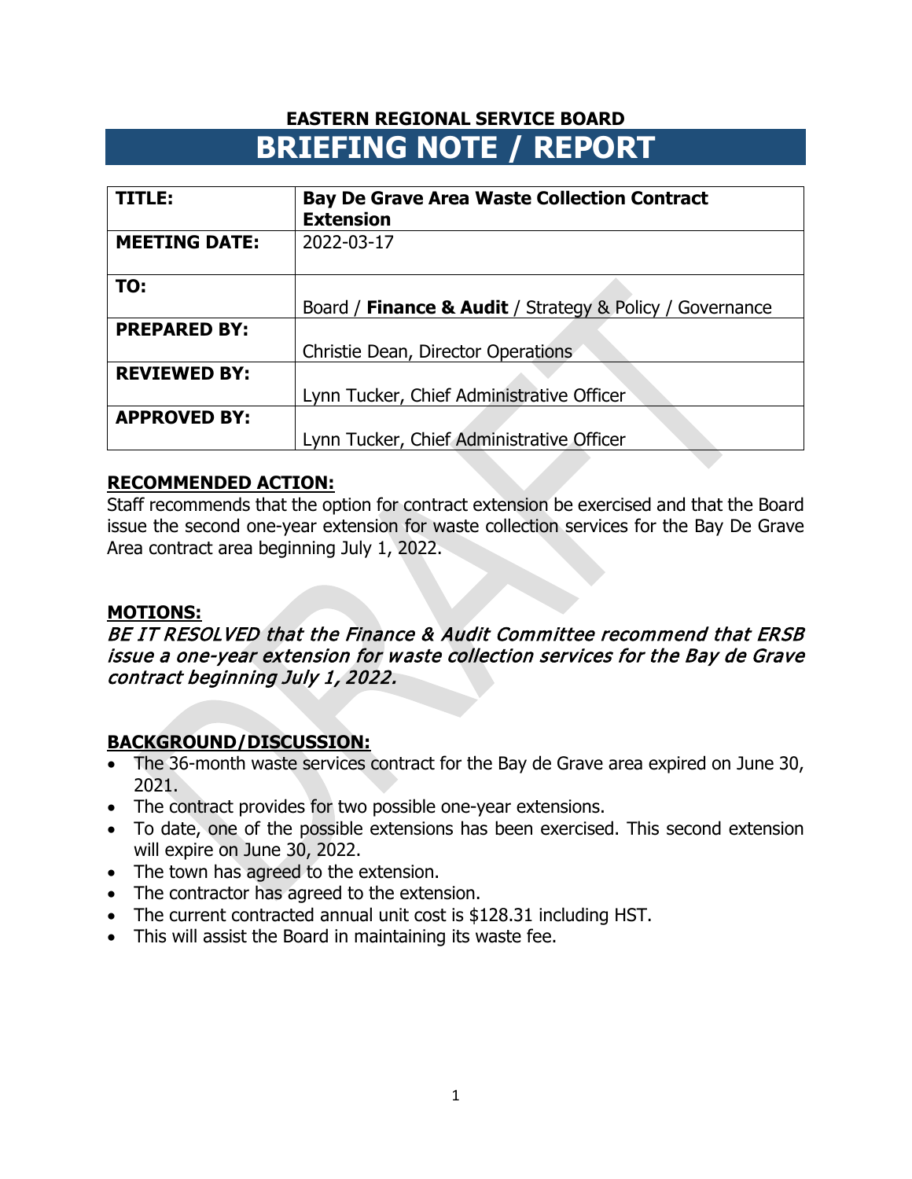# EASTERN REGIONAL SERVICE BOARD

# BRIEFING NOTE / REPORT

| **TITLE:** | **Bay De Grave Area Waste Collection Contract Extension** |
|---|---|
| **MEETING DATE:** | 2022-03-17 |
| **TO:** | Board / **Finance & Audit** / Strategy & Policy / Governance |
| **PREPARED BY:** | Christie Dean, Director Operations |
| **REVIEWED BY:** | Lynn Tucker, Chief Administrative Officer |
| **APPROVED BY:** | Lynn Tucker, Chief Administrative Officer |

## RECOMMENDED ACTION:

Staff recommends that the option for contract extension be exercised and that the Board issue the second one-year extension for waste collection services for the Bay De Grave Area contract area beginning July 1, 2022.

## MOTIONS:

***BE IT RESOLVED that the Finance & Audit Committee recommend that ERSB issue a one-year extension for waste collection services for the Bay de Grave contract beginning July 1, 2022.***

## BACKGROUND/DISCUSSION:

- The 36-month waste services contract for the Bay de Grave area expired on June 30, 2021.
- The contract provides for two possible one-year extensions.
- To date, one of the possible extensions has been exercised. This second extension will expire on June 30, 2022.
- The town has agreed to the extension.
- The contractor has agreed to the extension.
- The current contracted annual unit cost is $128.31 including HST.
- This will assist the Board in maintaining its waste fee.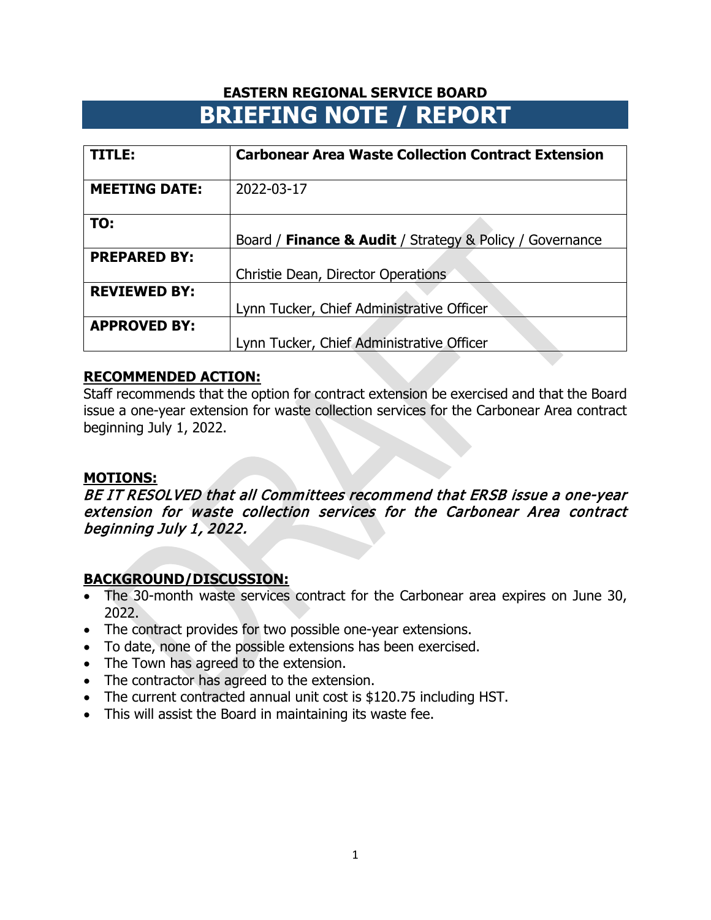**EASTERN REGIONAL SERVICE BOARD**

# BRIEFING NOTE / REPORT

| **TITLE:** | **Carbonear Area Waste Collection Contract Extension** |
|---|---|
| **MEETING DATE:** | 2022-03-17 |
| **TO:** | Board / **Finance & Audit** / Strategy & Policy / Governance |
| **PREPARED BY:** | Christie Dean, Director Operations |
| **REVIEWED BY:** | Lynn Tucker, Chief Administrative Officer |
| **APPROVED BY:** | Lynn Tucker, Chief Administrative Officer |

**RECOMMENDED ACTION:**

Staff recommends that the option for contract extension be exercised and that the Board issue a one-year extension for waste collection services for the Carbonear Area contract beginning July 1, 2022.

**MOTIONS:**

*BE IT RESOLVED that all Committees recommend that ERSB issue a one-year extension for waste collection services for the Carbonear Area contract beginning July 1, 2022.*

**BACKGROUND/DISCUSSION:**

- The 30-month waste services contract for the Carbonear area expires on June 30, 2022.
- The contract provides for two possible one-year extensions.
- To date, none of the possible extensions has been exercised.
- The Town has agreed to the extension.
- The contractor has agreed to the extension.
- The current contracted annual unit cost is $120.75 including HST.
- This will assist the Board in maintaining its waste fee.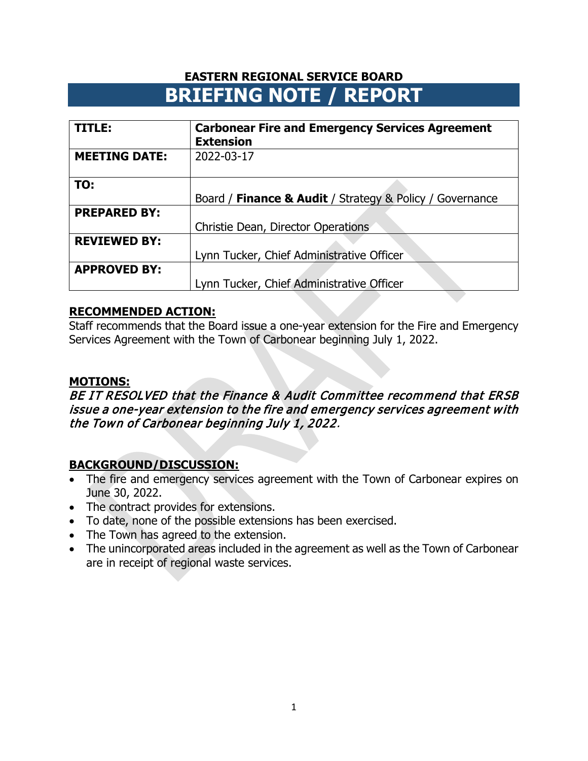**EASTERN REGIONAL SERVICE BOARD**

# BRIEFING NOTE / REPORT

| **TITLE:** | **Carbonear Fire and Emergency Services Agreement Extension** |
|---|---|
| **MEETING DATE:** | 2022-03-17 |
| **TO:** | Board / **Finance & Audit** / Strategy & Policy / Governance |
| **PREPARED BY:** | Christie Dean, Director Operations |
| **REVIEWED BY:** | Lynn Tucker, Chief Administrative Officer |
| **APPROVED BY:** | Lynn Tucker, Chief Administrative Officer |

## RECOMMENDED ACTION:

Staff recommends that the Board issue a one-year extension for the Fire and Emergency Services Agreement with the Town of Carbonear beginning July 1, 2022.

## MOTIONS:

*BE IT RESOLVED that the Finance & Audit Committee recommend that ERSB issue a one-year extension to the fire and emergency services agreement with the Town of Carbonear beginning July 1, 2022.*

## BACKGROUND/DISCUSSION:

- The fire and emergency services agreement with the Town of Carbonear expires on June 30, 2022.
- The contract provides for extensions.
- To date, none of the possible extensions has been exercised.
- The Town has agreed to the extension.
- The unincorporated areas included in the agreement as well as the Town of Carbonear are in receipt of regional waste services.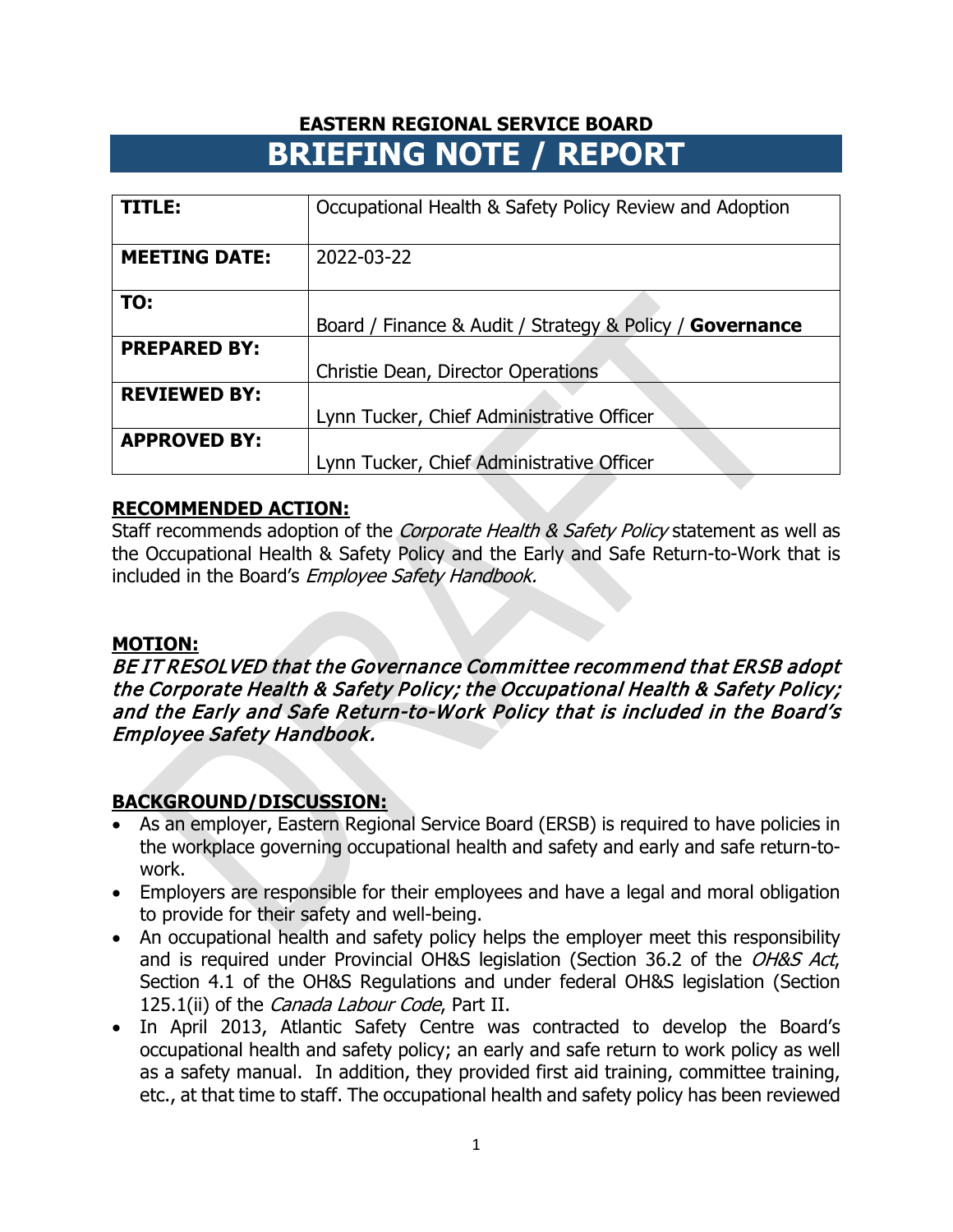**EASTERN REGIONAL SERVICE BOARD**

# BRIEFING NOTE / REPORT

| **TITLE:** | Occupational Health & Safety Policy Review and Adoption |
|---|---|
| **MEETING DATE:** | 2022-03-22 |
| **TO:** | Board / Finance & Audit / Strategy & Policy / **Governance** |
| **PREPARED BY:** | Christie Dean, Director Operations |
| **REVIEWED BY:** | Lynn Tucker, Chief Administrative Officer |
| **APPROVED BY:** | Lynn Tucker, Chief Administrative Officer |

**RECOMMENDED ACTION:**

Staff recommends adoption of the *Corporate Health & Safety Policy* statement as well as the Occupational Health & Safety Policy and the Early and Safe Return-to-Work that is included in the Board's *Employee Safety Handbook.*

**MOTION:**

***BE IT RESOLVED that the Governance Committee recommend that ERSB adopt the Corporate Health & Safety Policy; the Occupational Health & Safety Policy; and the Early and Safe Return-to-Work Policy that is included in the Board's Employee Safety Handbook.***

**BACKGROUND/DISCUSSION:**

- As an employer, Eastern Regional Service Board (ERSB) is required to have policies in the workplace governing occupational health and safety and early and safe return-to-work.
- Employers are responsible for their employees and have a legal and moral obligation to provide for their safety and well-being.
- An occupational health and safety policy helps the employer meet this responsibility and is required under Provincial OH&S legislation (Section 36.2 of the *OH&S Act*, Section 4.1 of the OH&S Regulations and under federal OH&S legislation (Section 125.1(ii) of the *Canada Labour Code*, Part II.
- In April 2013, Atlantic Safety Centre was contracted to develop the Board's occupational health and safety policy; an early and safe return to work policy as well as a safety manual. In addition, they provided first aid training, committee training, etc., at that time to staff. The occupational health and safety policy has been reviewed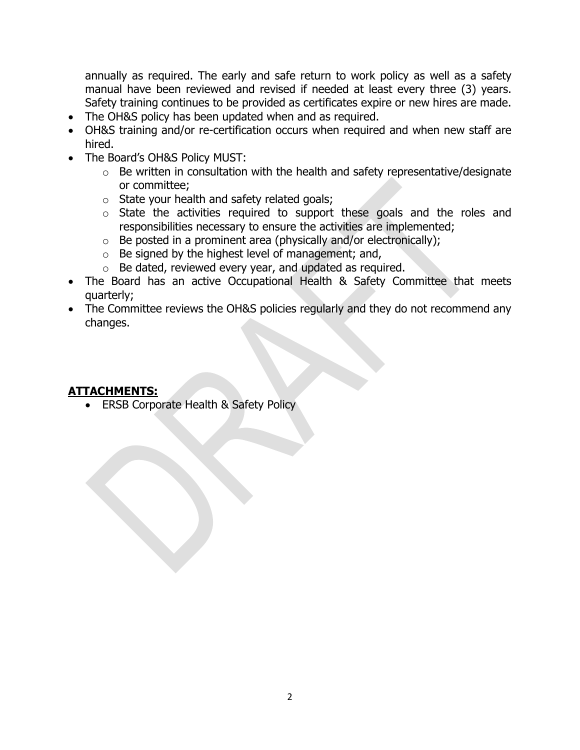annually as required. The early and safe return to work policy as well as a safety manual have been reviewed and revised if needed at least every three (3) years. Safety training continues to be provided as certificates expire or new hires are made.

- The OH&S policy has been updated when and as required.
- OH&S training and/or re-certification occurs when required and when new staff are hired.
- The Board's OH&S Policy MUST:
  - Be written in consultation with the health and safety representative/designate or committee;
  - State your health and safety related goals;
  - State the activities required to support these goals and the roles and responsibilities necessary to ensure the activities are implemented;
  - Be posted in a prominent area (physically and/or electronically);
  - Be signed by the highest level of management; and,
  - Be dated, reviewed every year, and updated as required.
- The Board has an active Occupational Health & Safety Committee that meets quarterly;
- The Committee reviews the OH&S policies regularly and they do not recommend any changes.

**ATTACHMENTS:**

- ERSB Corporate Health & Safety Policy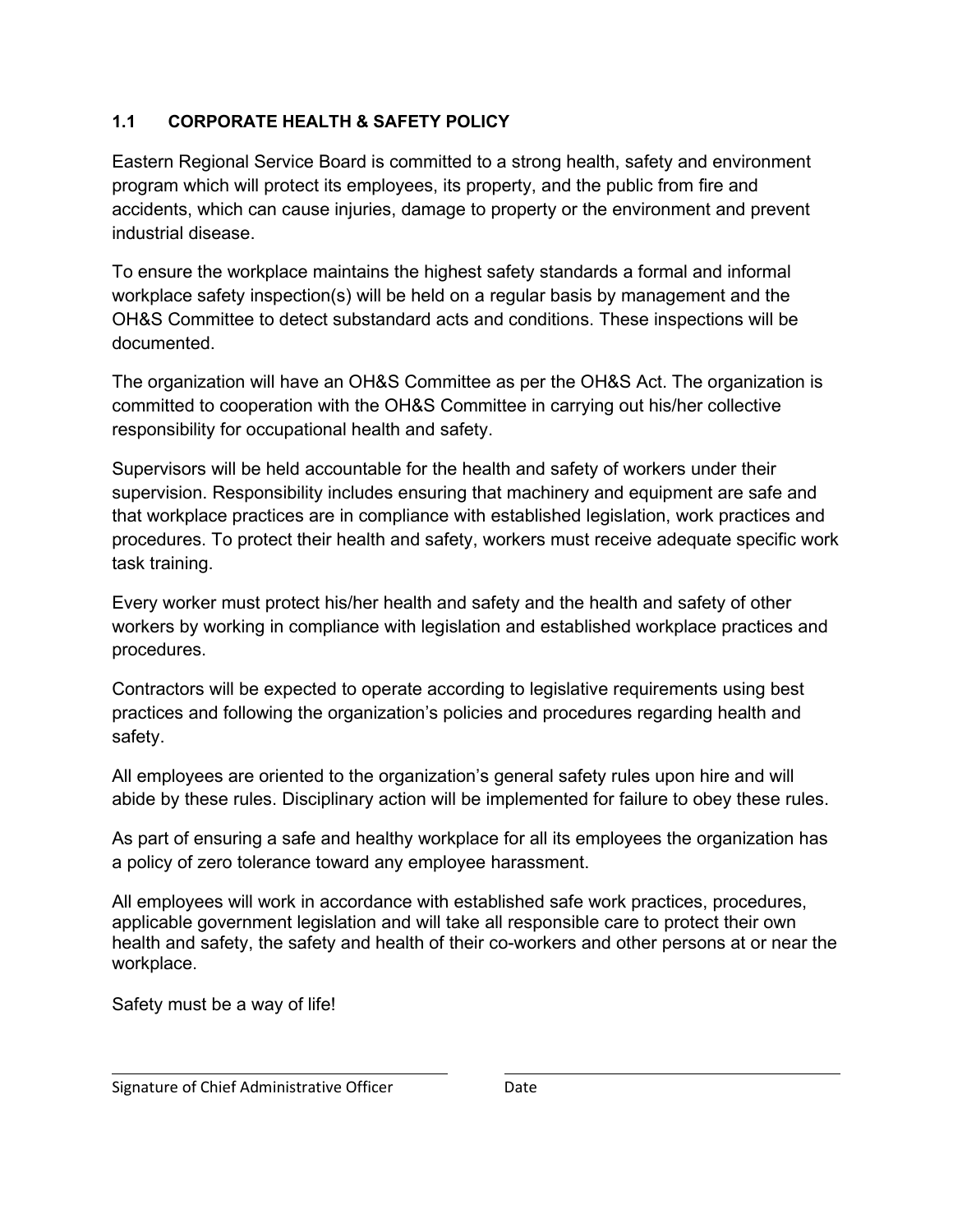### 1.1 CORPORATE HEALTH & SAFETY POLICY

Eastern Regional Service Board is committed to a strong health, safety and environment program which will protect its employees, its property, and the public from fire and accidents, which can cause injuries, damage to property or the environment and prevent industrial disease.

To ensure the workplace maintains the highest safety standards a formal and informal workplace safety inspection(s) will be held on a regular basis by management and the OH&S Committee to detect substandard acts and conditions. These inspections will be documented.

The organization will have an OH&S Committee as per the OH&S Act. The organization is committed to cooperation with the OH&S Committee in carrying out his/her collective responsibility for occupational health and safety.

Supervisors will be held accountable for the health and safety of workers under their supervision. Responsibility includes ensuring that machinery and equipment are safe and that workplace practices are in compliance with established legislation, work practices and procedures. To protect their health and safety, workers must receive adequate specific work task training.

Every worker must protect his/her health and safety and the health and safety of other workers by working in compliance with legislation and established workplace practices and procedures.

Contractors will be expected to operate according to legislative requirements using best practices and following the organization's policies and procedures regarding health and safety.

All employees are oriented to the organization's general safety rules upon hire and will abide by these rules. Disciplinary action will be implemented for failure to obey these rules.

As part of ensuring a safe and healthy workplace for all its employees the organization has a policy of zero tolerance toward any employee harassment.

All employees will work in accordance with established safe work practices, procedures, applicable government legislation and will take all responsible care to protect their own health and safety, the safety and health of their co-workers and other persons at or near the workplace.

Safety must be a way of life!

Signature of Chief Administrative Officer                Date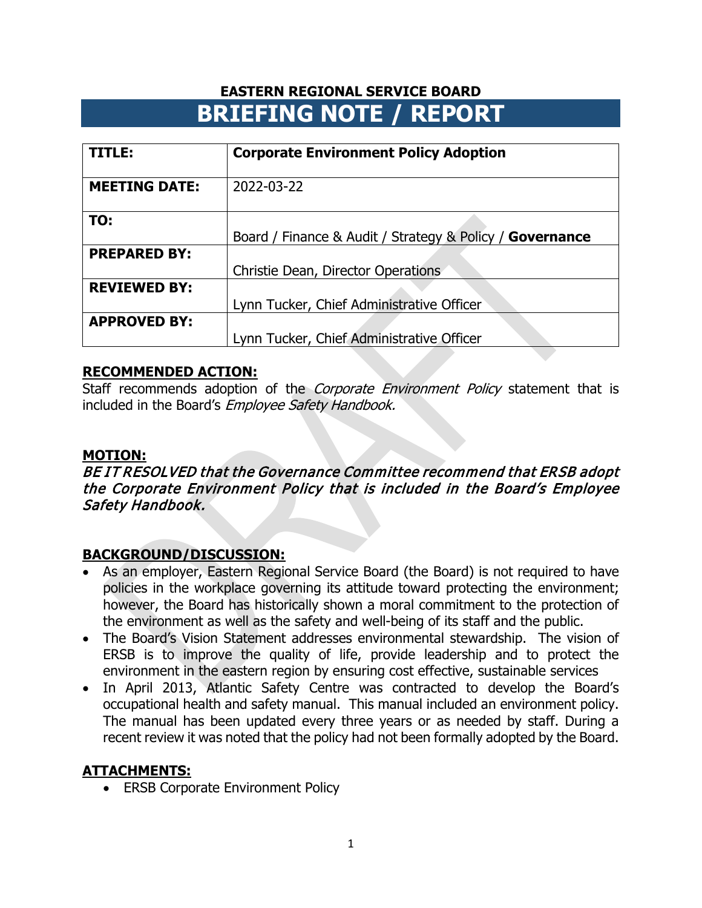**EASTERN REGIONAL SERVICE BOARD**

# BRIEFING NOTE / REPORT

| **TITLE:** | **Corporate Environment Policy Adoption** |
|---|---|
| **MEETING DATE:** | 2022-03-22 |
| **TO:** | Board / Finance & Audit / Strategy & Policy / **Governance** |
| **PREPARED BY:** | Christie Dean, Director Operations |
| **REVIEWED BY:** | Lynn Tucker, Chief Administrative Officer |
| **APPROVED BY:** | Lynn Tucker, Chief Administrative Officer |

**RECOMMENDED ACTION:**

Staff recommends adoption of the *Corporate Environment Policy* statement that is included in the Board's *Employee Safety Handbook.*

**MOTION:**

***BE IT RESOLVED that the Governance Committee recommend that ERSB adopt the Corporate Environment Policy that is included in the Board's Employee Safety Handbook.***

**BACKGROUND/DISCUSSION:**

- As an employer, Eastern Regional Service Board (the Board) is not required to have policies in the workplace governing its attitude toward protecting the environment; however, the Board has historically shown a moral commitment to the protection of the environment as well as the safety and well-being of its staff and the public.
- The Board's Vision Statement addresses environmental stewardship. The vision of ERSB is to improve the quality of life, provide leadership and to protect the environment in the eastern region by ensuring cost effective, sustainable services
- In April 2013, Atlantic Safety Centre was contracted to develop the Board's occupational health and safety manual. This manual included an environment policy. The manual has been updated every three years or as needed by staff. During a recent review it was noted that the policy had not been formally adopted by the Board.

**ATTACHMENTS:**

- ERSB Corporate Environment Policy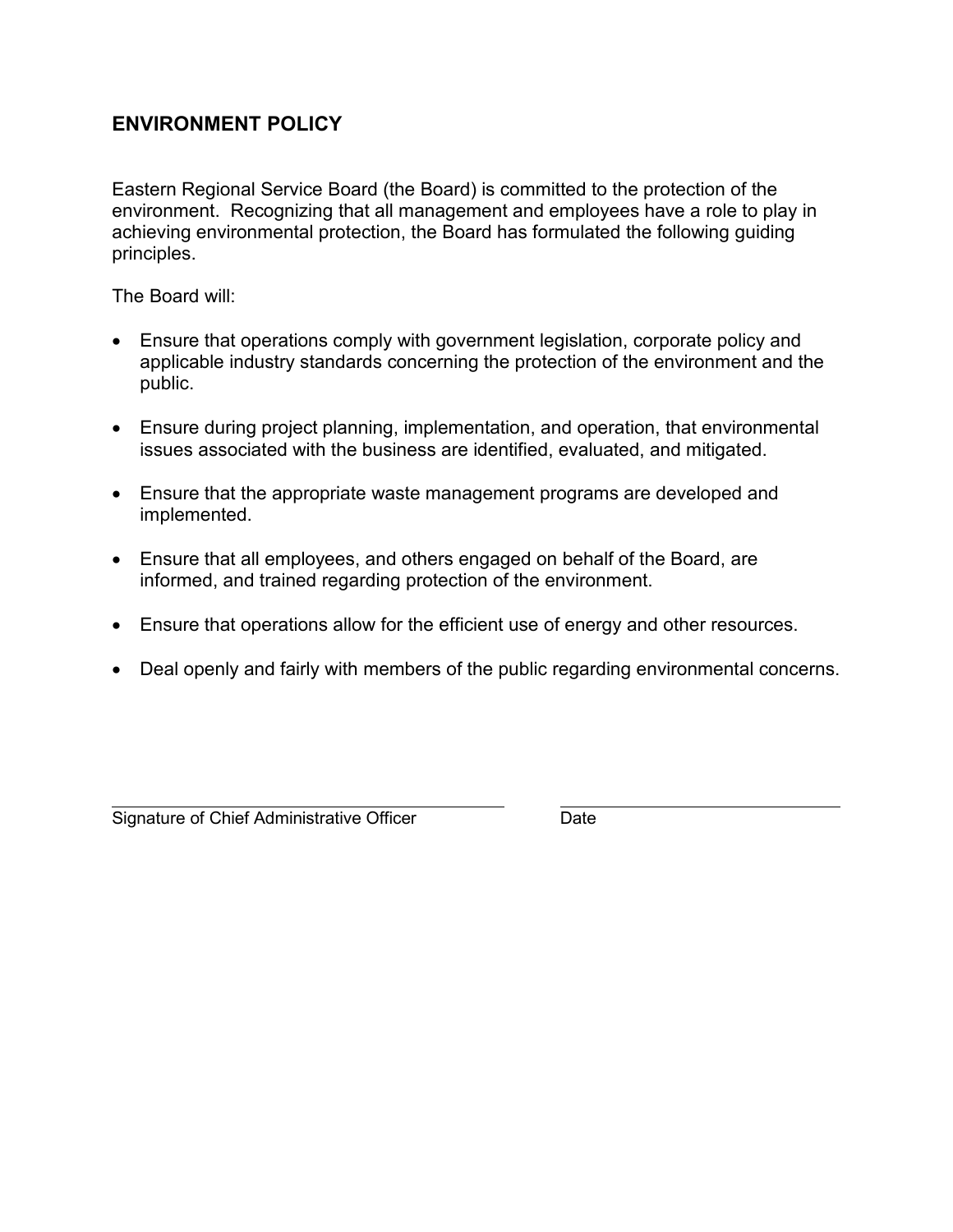## ENVIRONMENT POLICY

Eastern Regional Service Board (the Board) is committed to the protection of the environment. Recognizing that all management and employees have a role to play in achieving environmental protection, the Board has formulated the following guiding principles.

The Board will:

- Ensure that operations comply with government legislation, corporate policy and applicable industry standards concerning the protection of the environment and the public.
- Ensure during project planning, implementation, and operation, that environmental issues associated with the business are identified, evaluated, and mitigated.
- Ensure that the appropriate waste management programs are developed and implemented.
- Ensure that all employees, and others engaged on behalf of the Board, are informed, and trained regarding protection of the environment.
- Ensure that operations allow for the efficient use of energy and other resources.
- Deal openly and fairly with members of the public regarding environmental concerns.

______________________________________ ______________________________

Signature of Chief Administrative Officer Date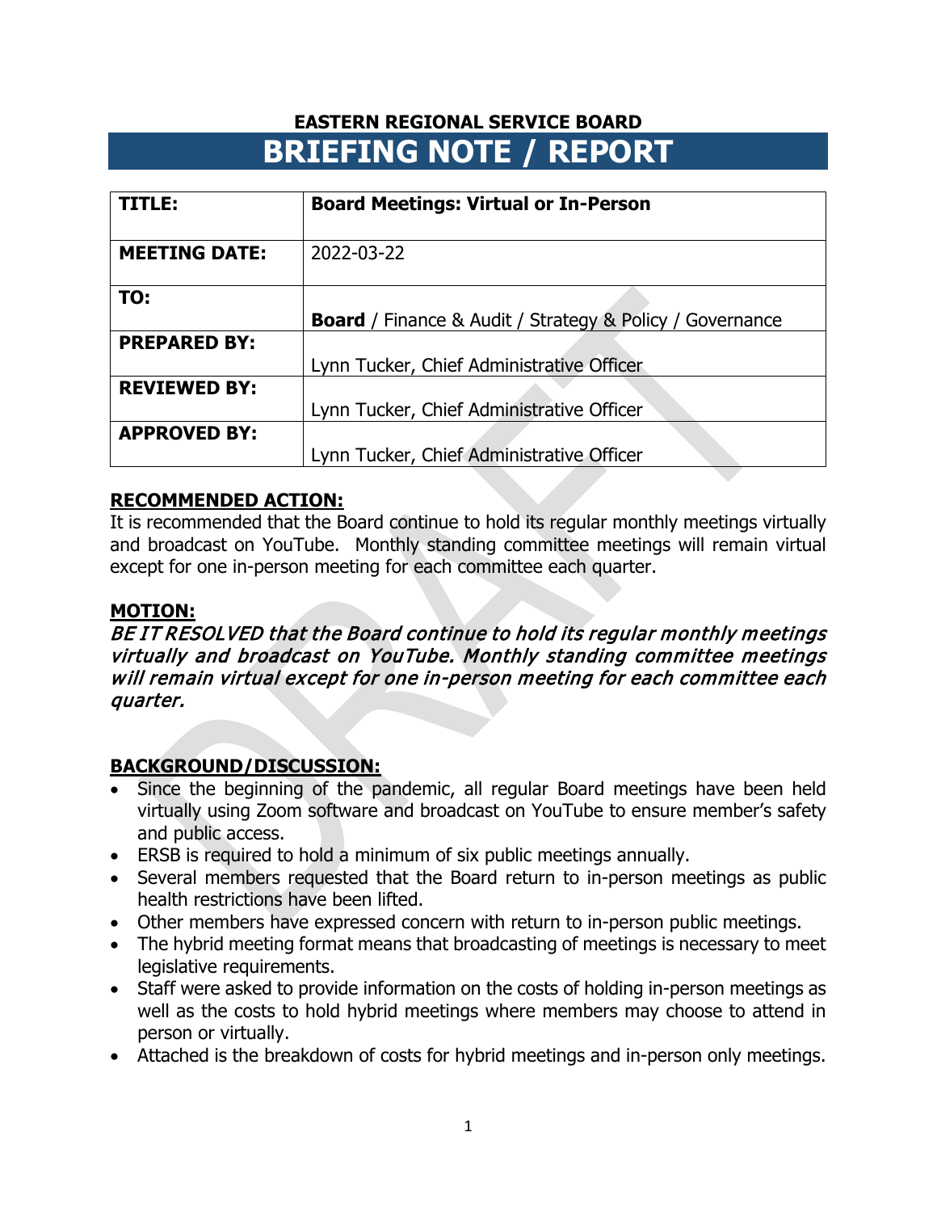**EASTERN REGIONAL SERVICE BOARD**

# BRIEFING NOTE / REPORT

| **TITLE:** | **Board Meetings: Virtual or In-Person** |
|---|---|
| **MEETING DATE:** | 2022-03-22 |
| **TO:** | **Board** / Finance & Audit / Strategy & Policy / Governance |
| **PREPARED BY:** | Lynn Tucker, Chief Administrative Officer |
| **REVIEWED BY:** | Lynn Tucker, Chief Administrative Officer |
| **APPROVED BY:** | Lynn Tucker, Chief Administrative Officer |

## RECOMMENDED ACTION:

It is recommended that the Board continue to hold its regular monthly meetings virtually and broadcast on YouTube. Monthly standing committee meetings will remain virtual except for one in-person meeting for each committee each quarter.

## MOTION:

*BE IT RESOLVED that the Board continue to hold its regular monthly meetings virtually and broadcast on YouTube. Monthly standing committee meetings will remain virtual except for one in-person meeting for each committee each quarter.*

## BACKGROUND/DISCUSSION:

- Since the beginning of the pandemic, all regular Board meetings have been held virtually using Zoom software and broadcast on YouTube to ensure member's safety and public access.
- ERSB is required to hold a minimum of six public meetings annually.
- Several members requested that the Board return to in-person meetings as public health restrictions have been lifted.
- Other members have expressed concern with return to in-person public meetings.
- The hybrid meeting format means that broadcasting of meetings is necessary to meet legislative requirements.
- Staff were asked to provide information on the costs of holding in-person meetings as well as the costs to hold hybrid meetings where members may choose to attend in person or virtually.
- Attached is the breakdown of costs for hybrid meetings and in-person only meetings.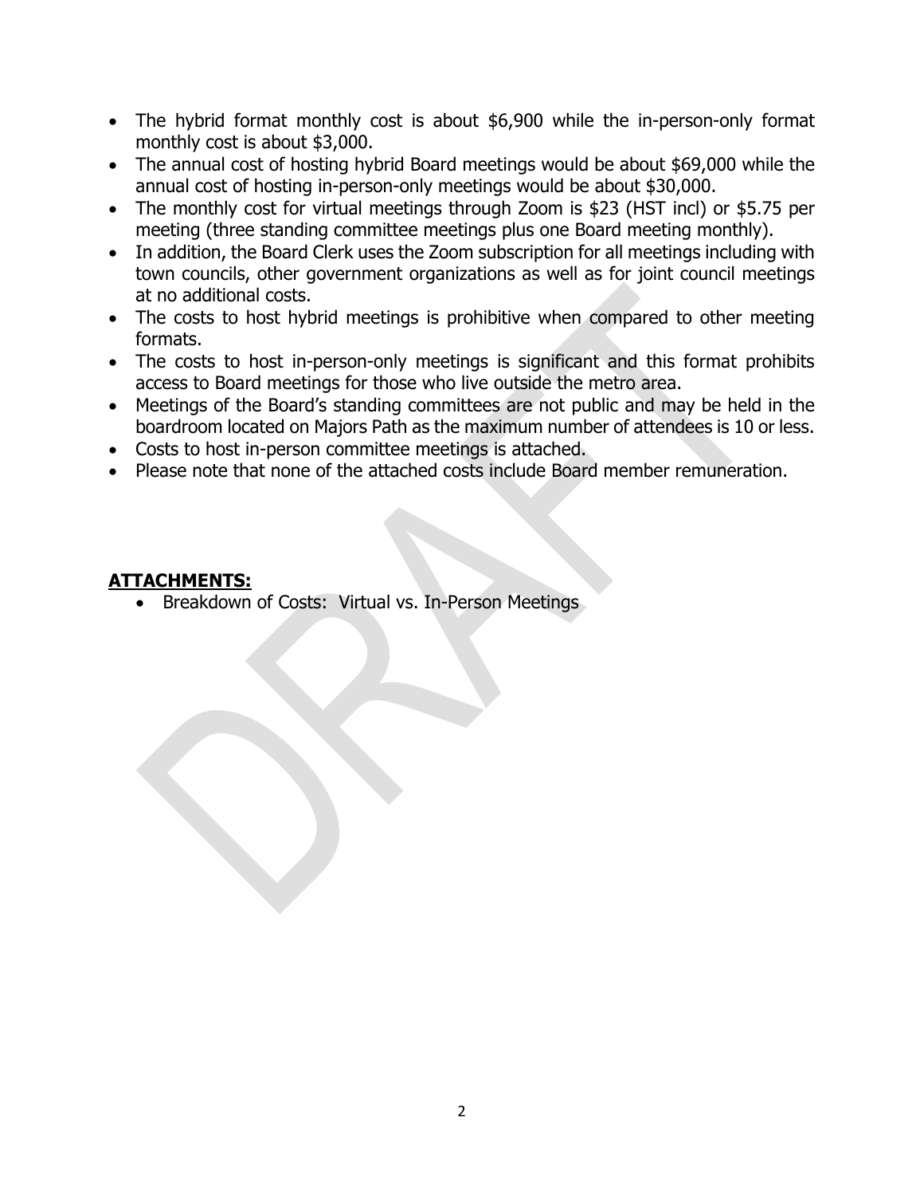- The hybrid format monthly cost is about $6,900 while the in-person-only format monthly cost is about $3,000.
- The annual cost of hosting hybrid Board meetings would be about $69,000 while the annual cost of hosting in-person-only meetings would be about $30,000.
- The monthly cost for virtual meetings through Zoom is $23 (HST incl) or $5.75 per meeting (three standing committee meetings plus one Board meeting monthly).
- In addition, the Board Clerk uses the Zoom subscription for all meetings including with town councils, other government organizations as well as for joint council meetings at no additional costs.
- The costs to host hybrid meetings is prohibitive when compared to other meeting formats.
- The costs to host in-person-only meetings is significant and this format prohibits access to Board meetings for those who live outside the metro area.
- Meetings of the Board's standing committees are not public and may be held in the boardroom located on Majors Path as the maximum number of attendees is 10 or less.
- Costs to host in-person committee meetings is attached.
- Please note that none of the attached costs include Board member remuneration.

## ATTACHMENTS:

- Breakdown of Costs: Virtual vs. In-Person Meetings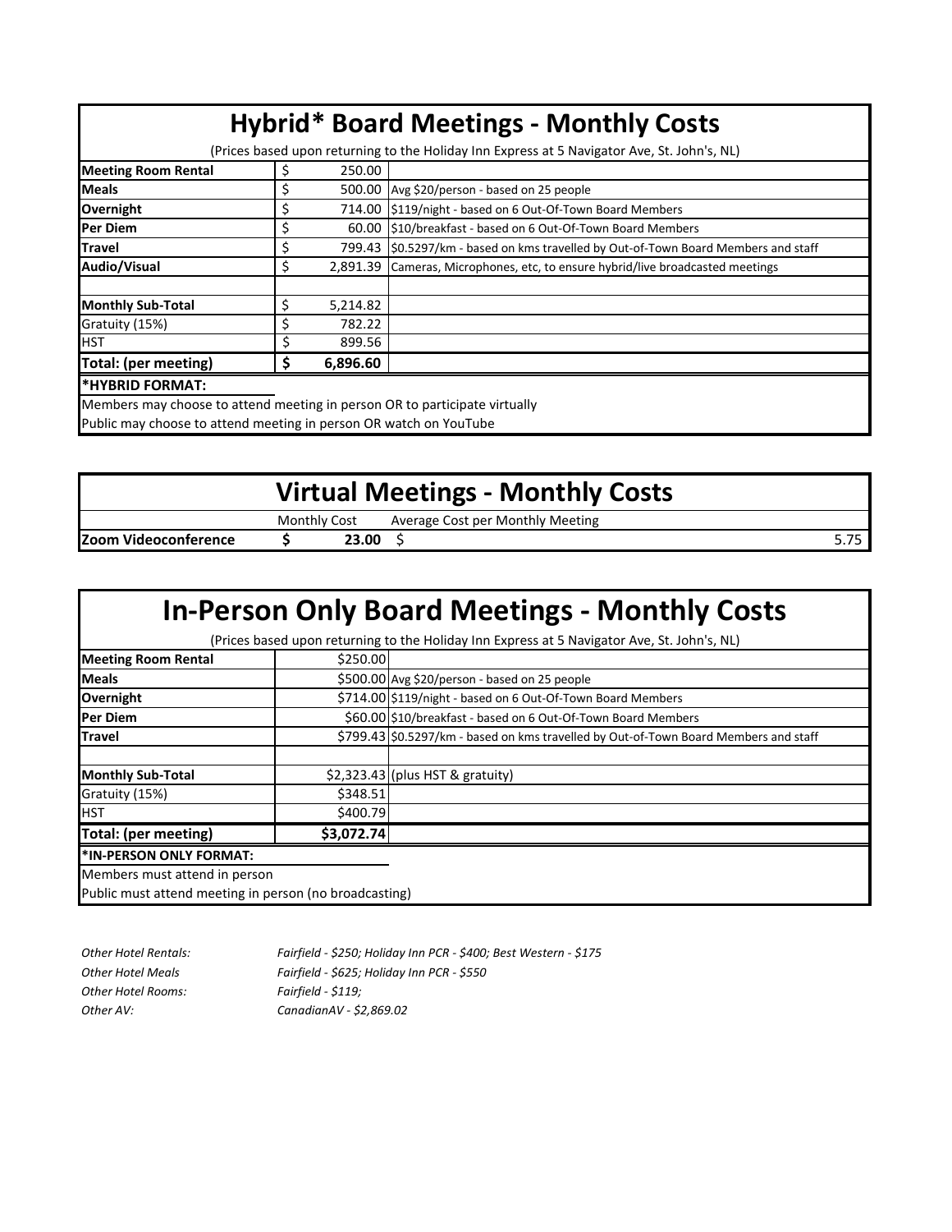## Hybrid* Board Meetings - Monthly Costs

(Prices based upon returning to the Holiday Inn Express at 5 Navigator Ave, St. John's, NL)

| | | |
|---|---|---|
| **Meeting Room Rental** | $ 250.00 | |
| **Meals** | $ 500.00 | Avg $20/person - based on 25 people |
| **Overnight** | $ 714.00 | $119/night - based on 6 Out-Of-Town Board Members |
| **Per Diem** | $ 60.00 | $10/breakfast - based on 6 Out-Of-Town Board Members |
| **Travel** | $ 799.43 | $0.5297/km - based on kms travelled by Out-of-Town Board Members and staff |
| **Audio/Visual** | $ 2,891.39 | Cameras, Microphones, etc, to ensure hybrid/live broadcasted meetings |
| | | |
| **Monthly Sub-Total** | $ 5,214.82 | |
| Gratuity (15%) | $ 782.22 | |
| HST | $ 899.56 | |
| **Total: (per meeting)** | **$ 6,896.60** | |

**\*HYBRID FORMAT:**

Members may choose to attend meeting in person OR to participate virtually

Public may choose to attend meeting in person OR watch on YouTube

## Virtual Meetings - Monthly Costs

| | Monthly Cost | Average Cost per Monthly Meeting |
|---|---|---|
| **Zoom Videoconference** | **$ 23.00** | $ 5.75 |

## In-Person Only Board Meetings - Monthly Costs

(Prices based upon returning to the Holiday Inn Express at 5 Navigator Ave, St. John's, NL)

| | | |
|---|---|---|
| **Meeting Room Rental** | $250.00 | |
| **Meals** | $500.00 | Avg $20/person - based on 25 people |
| **Overnight** | $714.00 | $119/night - based on 6 Out-Of-Town Board Members |
| **Per Diem** | $60.00 | $10/breakfast - based on 6 Out-Of-Town Board Members |
| **Travel** | $799.43 | $0.5297/km - based on kms travelled by Out-of-Town Board Members and staff |
| | | |
| **Monthly Sub-Total** | $2,323.43 | (plus HST & gratuity) |
| Gratuity (15%) | $348.51 | |
| HST | $400.79 | |
| **Total: (per meeting)** | **$3,072.74** | |

**\*IN-PERSON ONLY FORMAT:**

Members must attend in person

Public must attend meeting in person (no broadcasting)

| | |
|---|---|
| *Other Hotel Rentals:* | *Fairfield - $250; Holiday Inn PCR - $400; Best Western - $175* |
| *Other Hotel Meals* | *Fairfield - $625; Holiday Inn PCR - $550* |
| *Other Hotel Rooms:* | *Fairfield - $119;* |
| *Other AV:* | *CanadianAV - $2,869.02* |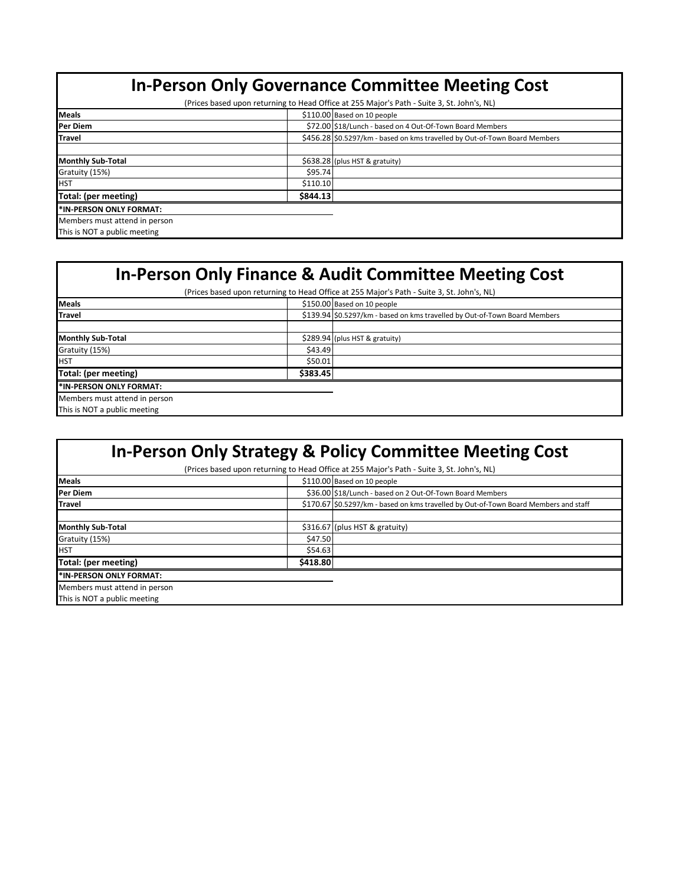## In-Person Only Governance Committee Meeting Cost

(Prices based upon returning to Head Office at 255 Major's Path - Suite 3, St. John's, NL)

| | | |
|---|---|---|
| **Meals** | $110.00 | Based on 10 people |
| **Per Diem** | $72.00 | $18/Lunch - based on 4 Out-Of-Town Board Members |
| **Travel** | $456.28 | $0.5297/km - based on kms travelled by Out-of-Town Board Members |
| | | |
| **Monthly Sub-Total** | $638.28 | (plus HST & gratuity) |
| Gratuity (15%) | $95.74 | |
| HST | $110.10 | |
| **Total: (per meeting)** | **$844.13** | |

**\*IN-PERSON ONLY FORMAT:**
Members must attend in person
This is NOT a public meeting

## In-Person Only Finance & Audit Committee Meeting Cost

(Prices based upon returning to Head Office at 255 Major's Path - Suite 3, St. John's, NL)

| | | |
|---|---|---|
| **Meals** | $150.00 | Based on 10 people |
| **Travel** | $139.94 | $0.5297/km - based on kms travelled by Out-of-Town Board Members |
| | | |
| **Monthly Sub-Total** | $289.94 | (plus HST & gratuity) |
| Gratuity (15%) | $43.49 | |
| HST | $50.01 | |
| **Total: (per meeting)** | **$383.45** | |

**\*IN-PERSON ONLY FORMAT:**
Members must attend in person
This is NOT a public meeting

## In-Person Only Strategy & Policy Committee Meeting Cost

(Prices based upon returning to Head Office at 255 Major's Path - Suite 3, St. John's, NL)

| | | |
|---|---|---|
| **Meals** | $110.00 | Based on 10 people |
| **Per Diem** | $36.00 | $18/Lunch - based on 2 Out-Of-Town Board Members |
| **Travel** | $170.67 | $0.5297/km - based on kms travelled by Out-of-Town Board Members and staff |
| | | |
| **Monthly Sub-Total** | $316.67 | (plus HST & gratuity) |
| Gratuity (15%) | $47.50 | |
| HST | $54.63 | |
| **Total: (per meeting)** | **$418.80** | |

**\*IN-PERSON ONLY FORMAT:**
Members must attend in person
This is NOT a public meeting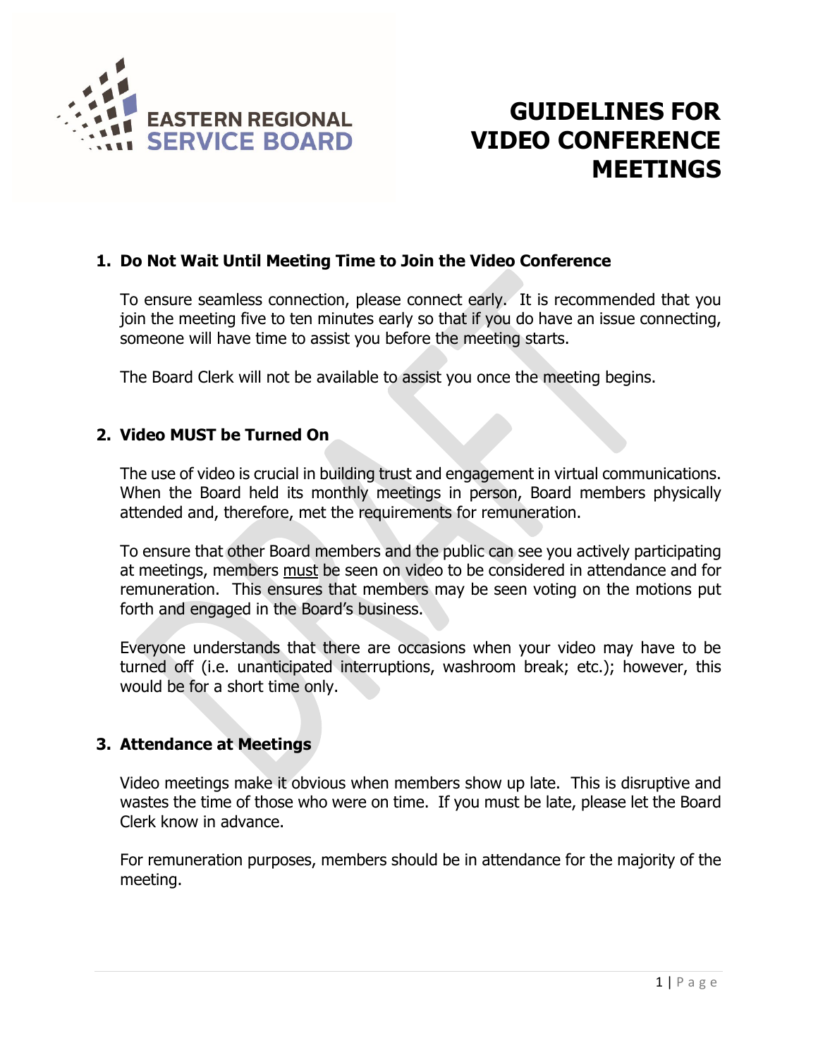EASTERN REGIONAL SERVICE BOARD

# GUIDELINES FOR VIDEO CONFERENCE MEETINGS

## 1. Do Not Wait Until Meeting Time to Join the Video Conference

To ensure seamless connection, please connect early. It is recommended that you join the meeting five to ten minutes early so that if you do have an issue connecting, someone will have time to assist you before the meeting starts.

The Board Clerk will not be available to assist you once the meeting begins.

## 2. Video MUST be Turned On

The use of video is crucial in building trust and engagement in virtual communications. When the Board held its monthly meetings in person, Board members physically attended and, therefore, met the requirements for remuneration.

To ensure that other Board members and the public can see you actively participating at meetings, members <u>must</u> be seen on video to be considered in attendance and for remuneration. This ensures that members may be seen voting on the motions put forth and engaged in the Board's business.

Everyone understands that there are occasions when your video may have to be turned off (i.e. unanticipated interruptions, washroom break; etc.); however, this would be for a short time only.

## 3. Attendance at Meetings

Video meetings make it obvious when members show up late. This is disruptive and wastes the time of those who were on time. If you must be late, please let the Board Clerk know in advance.

For remuneration purposes, members should be in attendance for the majority of the meeting.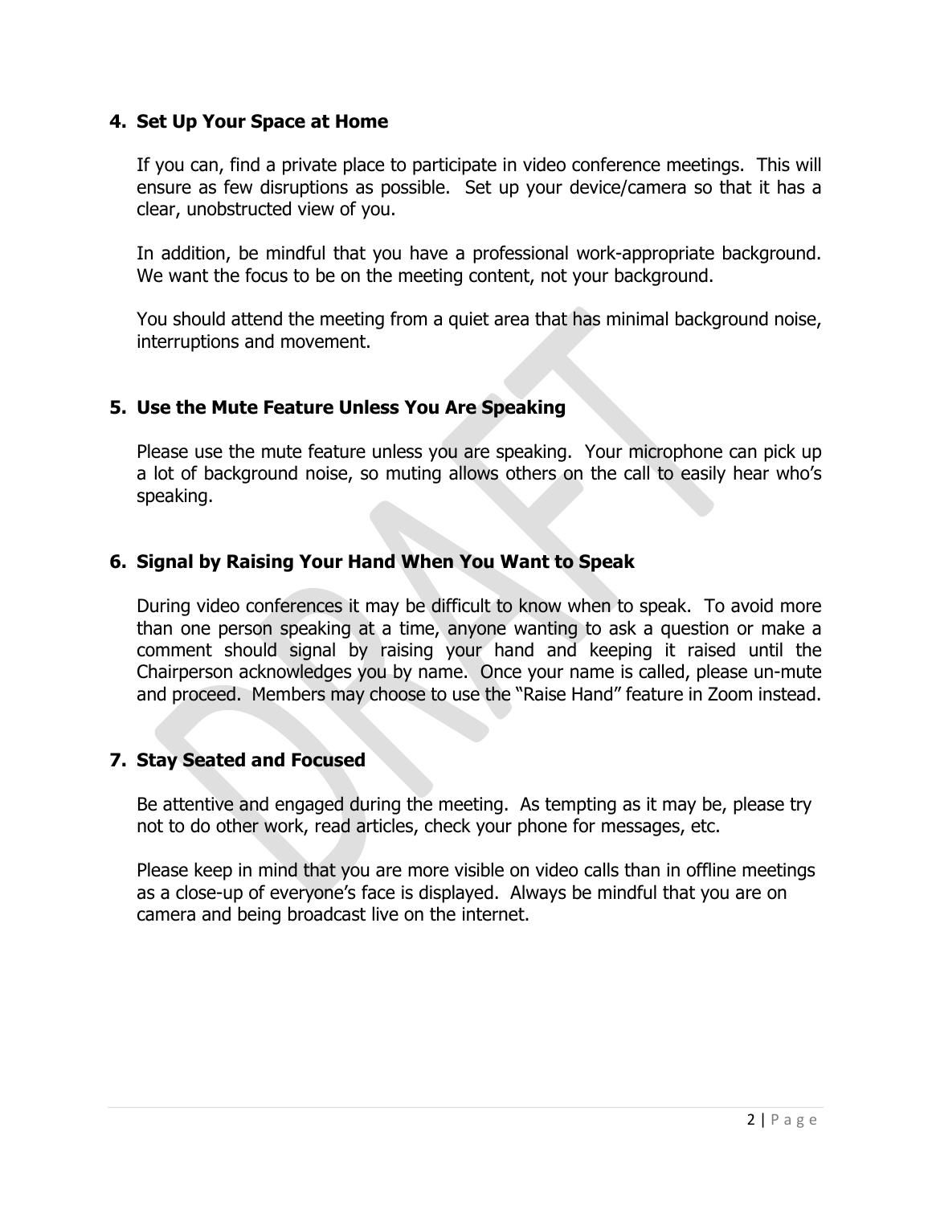## 4. Set Up Your Space at Home

If you can, find a private place to participate in video conference meetings. This will ensure as few disruptions as possible. Set up your device/camera so that it has a clear, unobstructed view of you.

In addition, be mindful that you have a professional work-appropriate background. We want the focus to be on the meeting content, not your background.

You should attend the meeting from a quiet area that has minimal background noise, interruptions and movement.

## 5. Use the Mute Feature Unless You Are Speaking

Please use the mute feature unless you are speaking. Your microphone can pick up a lot of background noise, so muting allows others on the call to easily hear who's speaking.

## 6. Signal by Raising Your Hand When You Want to Speak

During video conferences it may be difficult to know when to speak. To avoid more than one person speaking at a time, anyone wanting to ask a question or make a comment should signal by raising your hand and keeping it raised until the Chairperson acknowledges you by name. Once your name is called, please un-mute and proceed. Members may choose to use the "Raise Hand" feature in Zoom instead.

## 7. Stay Seated and Focused

Be attentive and engaged during the meeting. As tempting as it may be, please try not to do other work, read articles, check your phone for messages, etc.

Please keep in mind that you are more visible on video calls than in offline meetings as a close-up of everyone's face is displayed. Always be mindful that you are on camera and being broadcast live on the internet.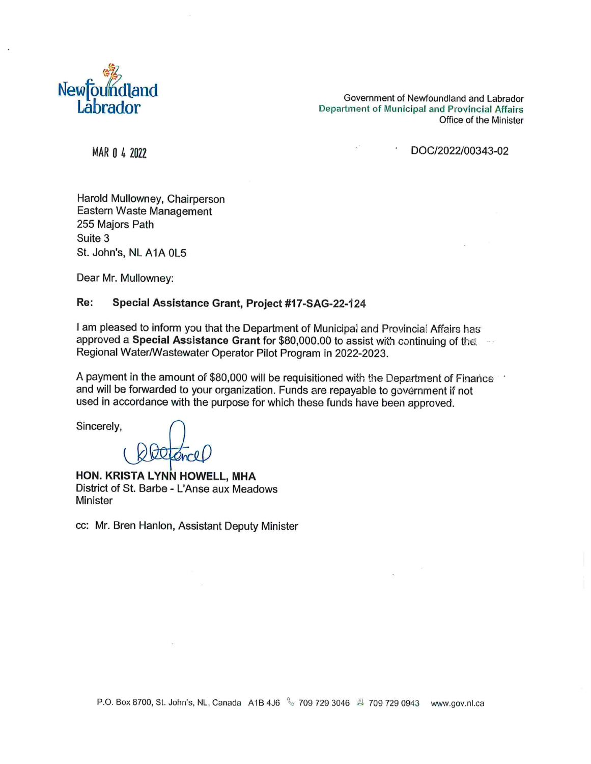Newfoundland Labrador

Government of Newfoundland and Labrador
Department of Municipal and Provincial Affairs
Office of the Minister

MAR 0 4 2022

DOC/2022/00343-02

Harold Mullowney, Chairperson
Eastern Waste Management
255 Majors Path
Suite 3
St. John's, NL A1A 0L5

Dear Mr. Mullowney:

**Re: Special Assistance Grant, Project #17-SAG-22-124**

I am pleased to inform you that the Department of Municipal and Provincial Affairs has approved a **Special Assistance Grant** for $80,000.00 to assist with continuing of the Regional Water/Wastewater Operator Pilot Program in 2022-2023.

A payment in the amount of $80,000 will be requisitioned with the Department of Finance and will be forwarded to your organization. Funds are repayable to government if not used in accordance with the purpose for which these funds have been approved.

Sincerely,

**HON. KRISTA LYNN HOWELL, MHA**
District of St. Barbe - L'Anse aux Meadows
Minister

cc: Mr. Bren Hanlon, Assistant Deputy Minister

P.O. Box 8700, St. John's, NL, Canada A1B 4J6 709 729 3046 709 729 0943 www.gov.nl.ca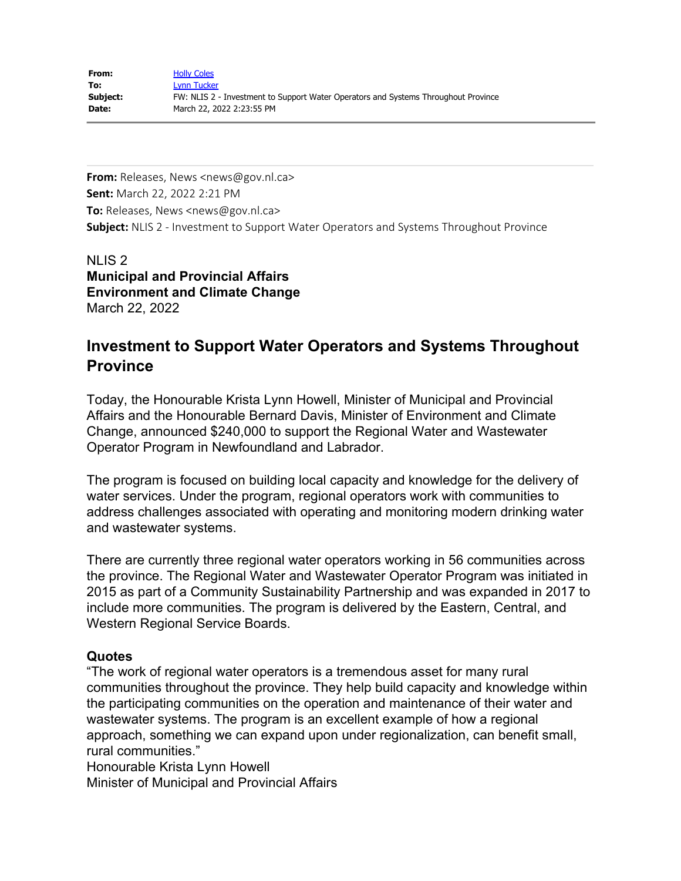**From:** Holly Coles
**To:** Lynn Tucker
**Subject:** FW: NLIS 2 - Investment to Support Water Operators and Systems Throughout Province
**Date:** March 22, 2022 2:23:55 PM

---

**From:** Releases, News <news@gov.nl.ca>
**Sent:** March 22, 2022 2:21 PM
**To:** Releases, News <news@gov.nl.ca>
**Subject:** NLIS 2 - Investment to Support Water Operators and Systems Throughout Province

NLIS 2
**Municipal and Provincial Affairs**
**Environment and Climate Change**
March 22, 2022

## Investment to Support Water Operators and Systems Throughout Province

Today, the Honourable Krista Lynn Howell, Minister of Municipal and Provincial Affairs and the Honourable Bernard Davis, Minister of Environment and Climate Change, announced $240,000 to support the Regional Water and Wastewater Operator Program in Newfoundland and Labrador.

The program is focused on building local capacity and knowledge for the delivery of water services. Under the program, regional operators work with communities to address challenges associated with operating and monitoring modern drinking water and wastewater systems.

There are currently three regional water operators working in 56 communities across the province. The Regional Water and Wastewater Operator Program was initiated in 2015 as part of a Community Sustainability Partnership and was expanded in 2017 to include more communities. The program is delivered by the Eastern, Central, and Western Regional Service Boards.

**Quotes**
"The work of regional water operators is a tremendous asset for many rural communities throughout the province. They help build capacity and knowledge within the participating communities on the operation and maintenance of their water and wastewater systems. The program is an excellent example of how a regional approach, something we can expand upon under regionalization, can benefit small, rural communities."
Honourable Krista Lynn Howell
Minister of Municipal and Provincial Affairs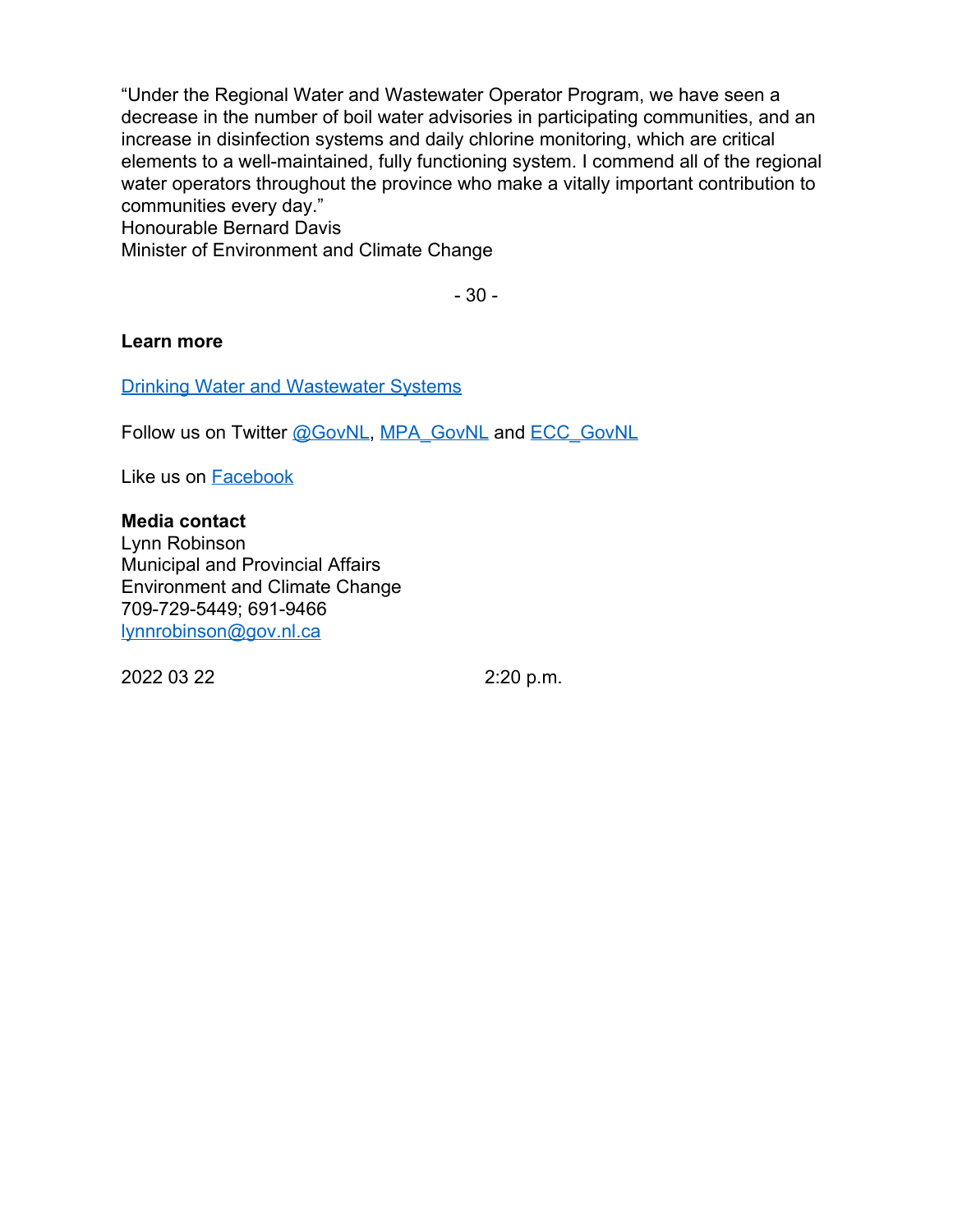"Under the Regional Water and Wastewater Operator Program, we have seen a decrease in the number of boil water advisories in participating communities, and an increase in disinfection systems and daily chlorine monitoring, which are critical elements to a well-maintained, fully functioning system. I commend all of the regional water operators throughout the province who make a vitally important contribution to communities every day."
Honourable Bernard Davis
Minister of Environment and Climate Change

- 30 -

**Learn more**

Drinking Water and Wastewater Systems

Follow us on Twitter @GovNL, MPA_GovNL and ECC_GovNL

Like us on Facebook

**Media contact**
Lynn Robinson
Municipal and Provincial Affairs
Environment and Climate Change
709-729-5449; 691-9466
lynnrobinson@gov.nl.ca

2022 03 22 2:20 p.m.